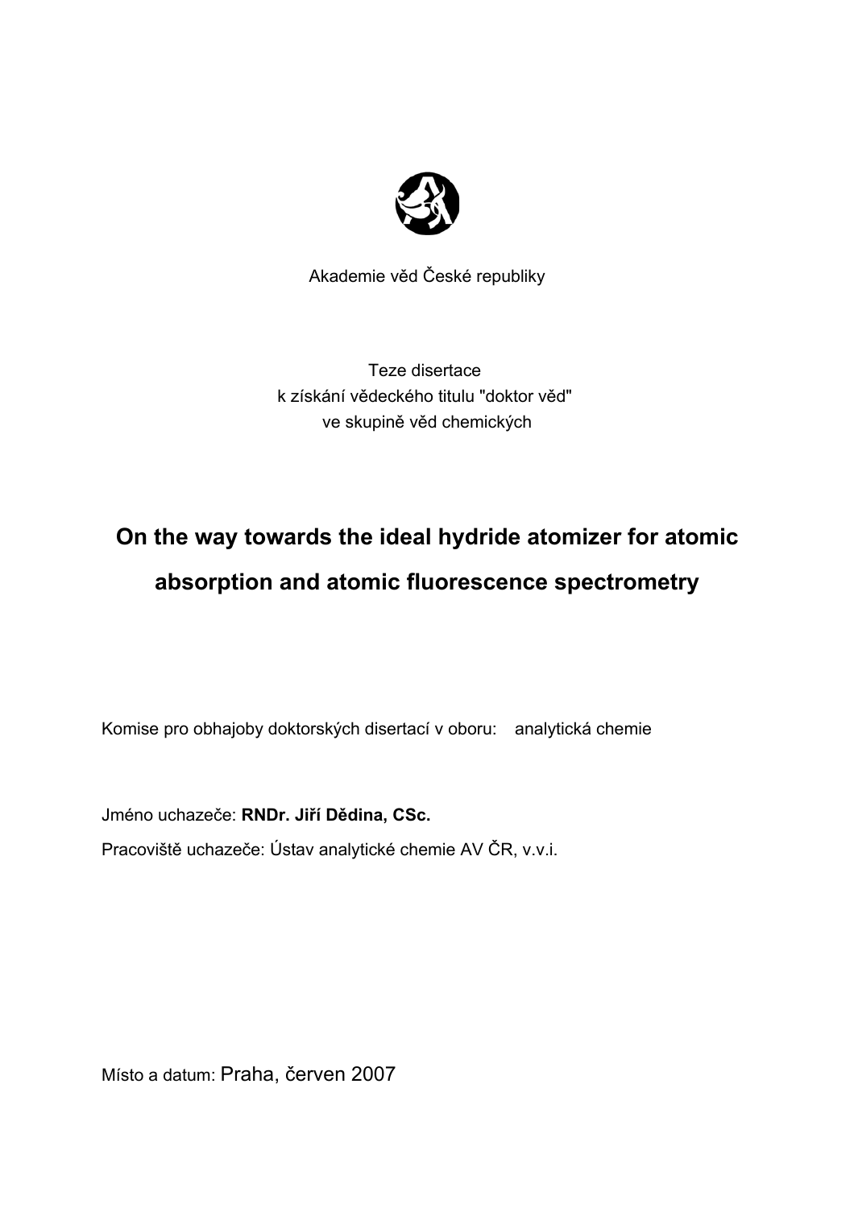Akademie věd České republiky

Teze disertace
k získání vědeckého titulu "doktor věd"
ve skupině věd chemických

# On the way towards the ideal hydride atomizer for atomic absorption and atomic fluorescence spectrometry

Komise pro obhajoby doktorských disertací v oboru: analytická chemie

Jméno uchazeče: **RNDr. Jiří Dědina, CSc.**

Pracoviště uchazeče: Ústav analytické chemie AV ČR, v.v.i.

Místo a datum: Praha, červen 2007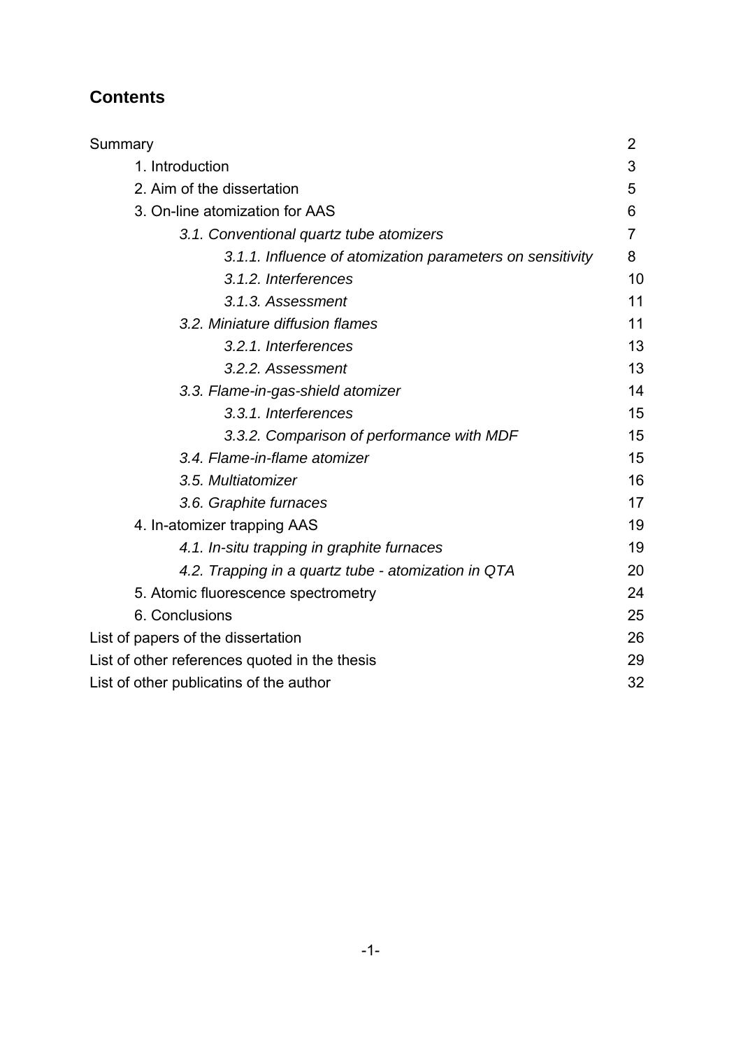## Contents

| | |
|---|---|
| Summary | 2 |
| 1. Introduction | 3 |
| 2. Aim of the dissertation | 5 |
| 3. On-line atomization for AAS | 6 |
| *3.1. Conventional quartz tube atomizers* | 7 |
| *3.1.1. Influence of atomization parameters on sensitivity* | 8 |
| *3.1.2. Interferences* | 10 |
| *3.1.3. Assessment* | 11 |
| *3.2. Miniature diffusion flames* | 11 |
| *3.2.1. Interferences* | 13 |
| *3.2.2. Assessment* | 13 |
| *3.3. Flame-in-gas-shield atomizer* | 14 |
| *3.3.1. Interferences* | 15 |
| *3.3.2. Comparison of performance with MDF* | 15 |
| *3.4. Flame-in-flame atomizer* | 15 |
| *3.5. Multiatomizer* | 16 |
| *3.6. Graphite furnaces* | 17 |
| 4. In-atomizer trapping AAS | 19 |
| *4.1. In-situ trapping in graphite furnaces* | 19 |
| *4.2. Trapping in a quartz tube - atomization in QTA* | 20 |
| 5. Atomic fluorescence spectrometry | 24 |
| 6. Conclusions | 25 |
| List of papers of the dissertation | 26 |
| List of other references quoted in the thesis | 29 |
| List of other publicatins of the author | 32 |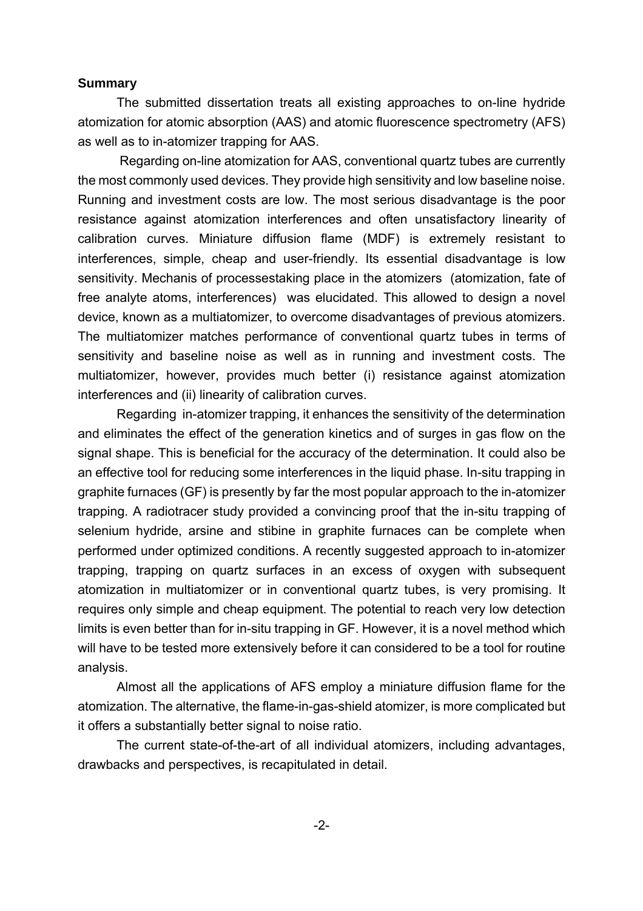**Summary**

The submitted dissertation treats all existing approaches to on-line hydride atomization for atomic absorption (AAS) and atomic fluorescence spectrometry (AFS) as well as to in-atomizer trapping for AAS.

Regarding on-line atomization for AAS, conventional quartz tubes are currently the most commonly used devices. They provide high sensitivity and low baseline noise. Running and investment costs are low. The most serious disadvantage is the poor resistance against atomization interferences and often unsatisfactory linearity of calibration curves. Miniature diffusion flame (MDF) is extremely resistant to interferences, simple, cheap and user-friendly. Its essential disadvantage is low sensitivity. Mechanis of processestaking place in the atomizers (atomization, fate of free analyte atoms, interferences) was elucidated. This allowed to design a novel device, known as a multiatomizer, to overcome disadvantages of previous atomizers. The multiatomizer matches performance of conventional quartz tubes in terms of sensitivity and baseline noise as well as in running and investment costs. The multiatomizer, however, provides much better (i) resistance against atomization interferences and (ii) linearity of calibration curves.

Regarding in-atomizer trapping, it enhances the sensitivity of the determination and eliminates the effect of the generation kinetics and of surges in gas flow on the signal shape. This is beneficial for the accuracy of the determination. It could also be an effective tool for reducing some interferences in the liquid phase. In-situ trapping in graphite furnaces (GF) is presently by far the most popular approach to the in-atomizer trapping. A radiotracer study provided a convincing proof that the in-situ trapping of selenium hydride, arsine and stibine in graphite furnaces can be complete when performed under optimized conditions. A recently suggested approach to in-atomizer trapping, trapping on quartz surfaces in an excess of oxygen with subsequent atomization in multiatomizer or in conventional quartz tubes, is very promising. It requires only simple and cheap equipment. The potential to reach very low detection limits is even better than for in-situ trapping in GF. However, it is a novel method which will have to be tested more extensively before it can considered to be a tool for routine analysis.

Almost all the applications of AFS employ a miniature diffusion flame for the atomization. The alternative, the flame-in-gas-shield atomizer, is more complicated but it offers a substantially better signal to noise ratio.

The current state-of-the-art of all individual atomizers, including advantages, drawbacks and perspectives, is recapitulated in detail.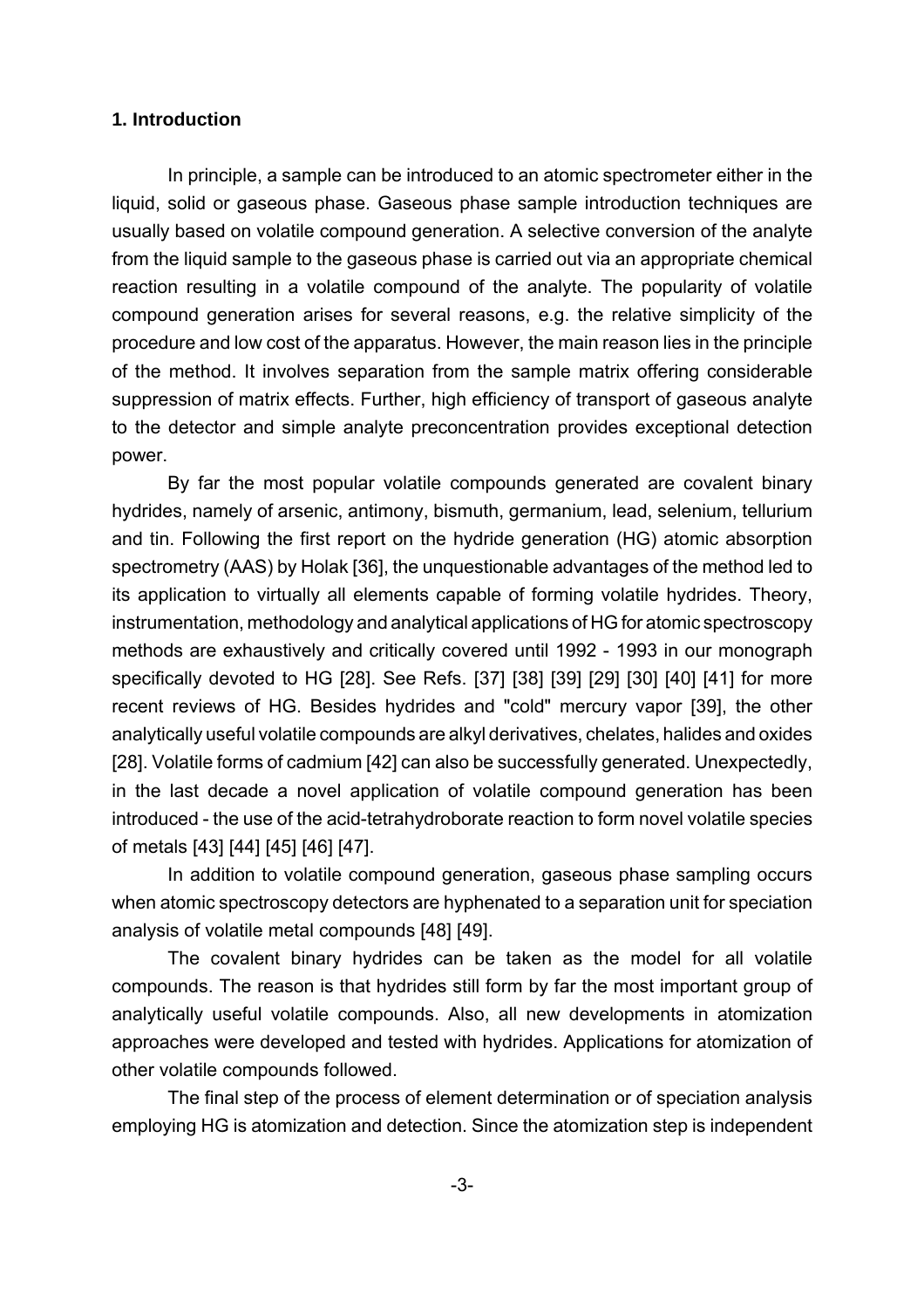## 1. Introduction

In principle, a sample can be introduced to an atomic spectrometer either in the liquid, solid or gaseous phase. Gaseous phase sample introduction techniques are usually based on volatile compound generation. A selective conversion of the analyte from the liquid sample to the gaseous phase is carried out via an appropriate chemical reaction resulting in a volatile compound of the analyte. The popularity of volatile compound generation arises for several reasons, e.g. the relative simplicity of the procedure and low cost of the apparatus. However, the main reason lies in the principle of the method. It involves separation from the sample matrix offering considerable suppression of matrix effects. Further, high efficiency of transport of gaseous analyte to the detector and simple analyte preconcentration provides exceptional detection power.

By far the most popular volatile compounds generated are covalent binary hydrides, namely of arsenic, antimony, bismuth, germanium, lead, selenium, tellurium and tin. Following the first report on the hydride generation (HG) atomic absorption spectrometry (AAS) by Holak [36], the unquestionable advantages of the method led to its application to virtually all elements capable of forming volatile hydrides. Theory, instrumentation, methodology and analytical applications of HG for atomic spectroscopy methods are exhaustively and critically covered until 1992 - 1993 in our monograph specifically devoted to HG [28]. See Refs. [37] [38] [39] [29] [30] [40] [41] for more recent reviews of HG. Besides hydrides and "cold" mercury vapor [39], the other analytically useful volatile compounds are alkyl derivatives, chelates, halides and oxides [28]. Volatile forms of cadmium [42] can also be successfully generated. Unexpectedly, in the last decade a novel application of volatile compound generation has been introduced - the use of the acid-tetrahydroborate reaction to form novel volatile species of metals [43] [44] [45] [46] [47].

In addition to volatile compound generation, gaseous phase sampling occurs when atomic spectroscopy detectors are hyphenated to a separation unit for speciation analysis of volatile metal compounds [48] [49].

The covalent binary hydrides can be taken as the model for all volatile compounds. The reason is that hydrides still form by far the most important group of analytically useful volatile compounds. Also, all new developments in atomization approaches were developed and tested with hydrides. Applications for atomization of other volatile compounds followed.

The final step of the process of element determination or of speciation analysis employing HG is atomization and detection. Since the atomization step is independent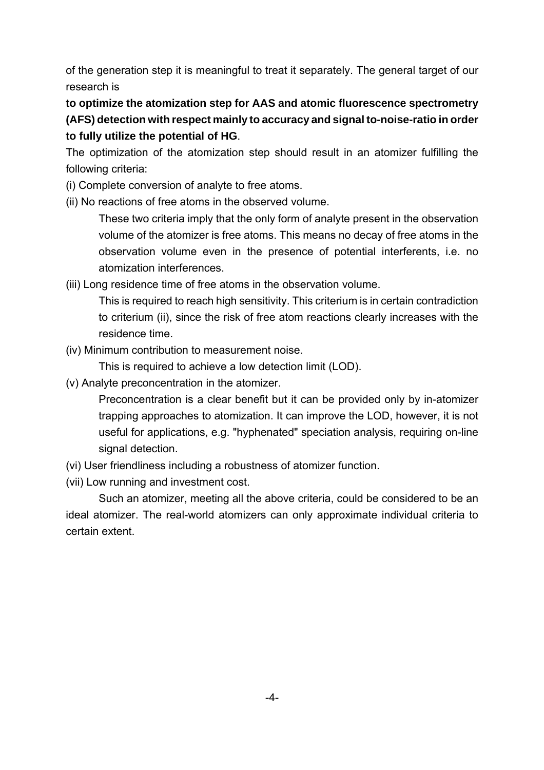of the generation step it is meaningful to treat it separately. The general target of our research is

**to optimize the atomization step for AAS and atomic fluorescence spectrometry (AFS) detection with respect mainly to accuracy and signal to-noise-ratio in order to fully utilize the potential of HG**.

The optimization of the atomization step should result in an atomizer fulfilling the following criteria:

(i) Complete conversion of analyte to free atoms.

(ii) No reactions of free atoms in the observed volume.

These two criteria imply that the only form of analyte present in the observation volume of the atomizer is free atoms. This means no decay of free atoms in the observation volume even in the presence of potential interferents, i.e. no atomization interferences.

(iii) Long residence time of free atoms in the observation volume.

This is required to reach high sensitivity. This criterium is in certain contradiction to criterium (ii), since the risk of free atom reactions clearly increases with the residence time.

(iv) Minimum contribution to measurement noise.

This is required to achieve a low detection limit (LOD).

(v) Analyte preconcentration in the atomizer.

Preconcentration is a clear benefit but it can be provided only by in-atomizer trapping approaches to atomization. It can improve the LOD, however, it is not useful for applications, e.g. "hyphenated" speciation analysis, requiring on-line signal detection.

(vi) User friendliness including a robustness of atomizer function.

(vii) Low running and investment cost.

Such an atomizer, meeting all the above criteria, could be considered to be an ideal atomizer. The real-world atomizers can only approximate individual criteria to certain extent.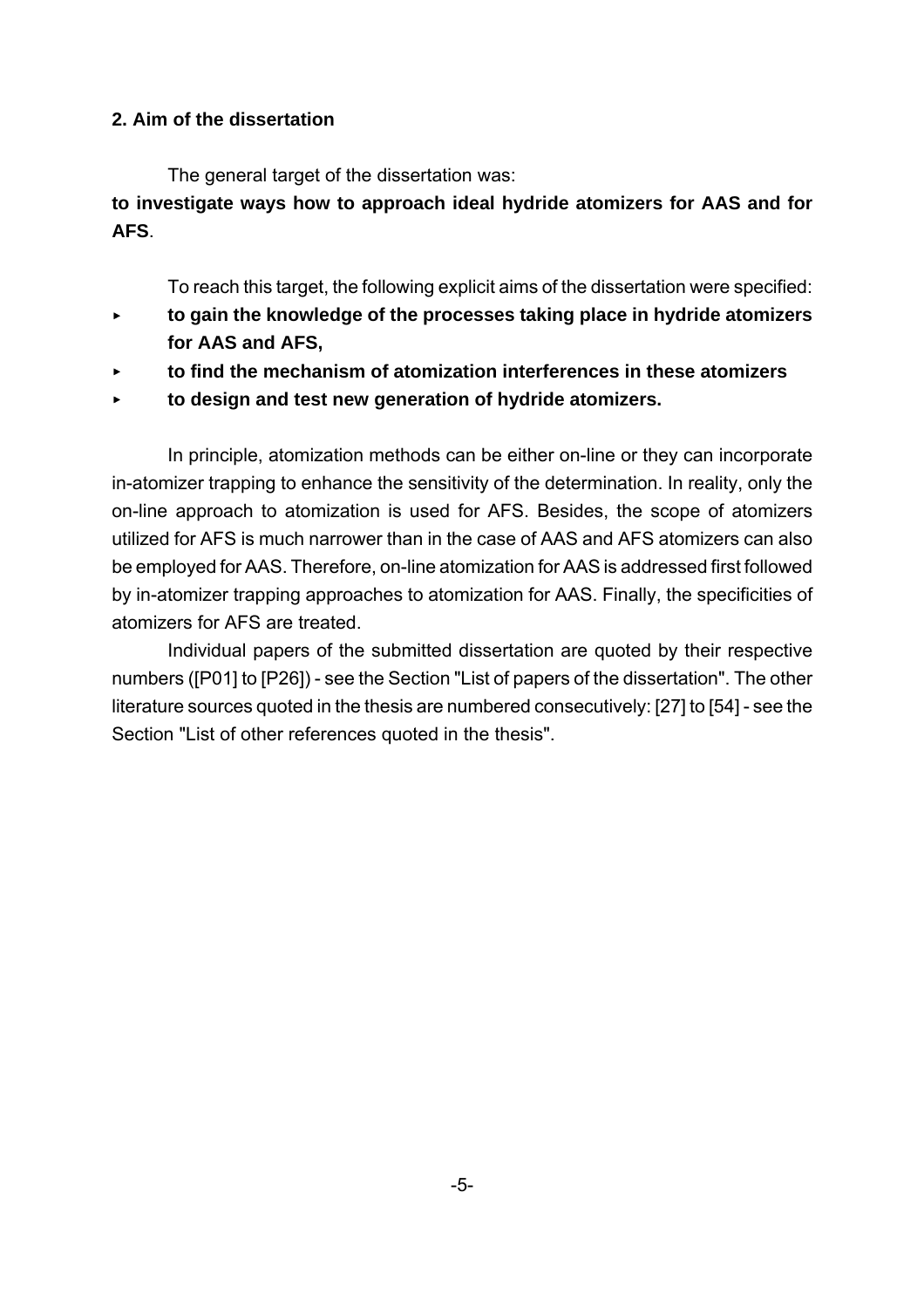## 2. Aim of the dissertation

The general target of the dissertation was:

**to investigate ways how to approach ideal hydride atomizers for AAS and for AFS**.

To reach this target, the following explicit aims of the dissertation were specified:

- **to gain the knowledge of the processes taking place in hydride atomizers for AAS and AFS,**
- **to find the mechanism of atomization interferences in these atomizers**
- **to design and test new generation of hydride atomizers.**

In principle, atomization methods can be either on-line or they can incorporate in-atomizer trapping to enhance the sensitivity of the determination. In reality, only the on-line approach to atomization is used for AFS. Besides, the scope of atomizers utilized for AFS is much narrower than in the case of AAS and AFS atomizers can also be employed for AAS. Therefore, on-line atomization for AAS is addressed first followed by in-atomizer trapping approaches to atomization for AAS. Finally, the specificities of atomizers for AFS are treated.

Individual papers of the submitted dissertation are quoted by their respective numbers ([P01] to [P26]) - see the Section "List of papers of the dissertation". The other literature sources quoted in the thesis are numbered consecutively: [27] to [54] - see the Section "List of other references quoted in the thesis".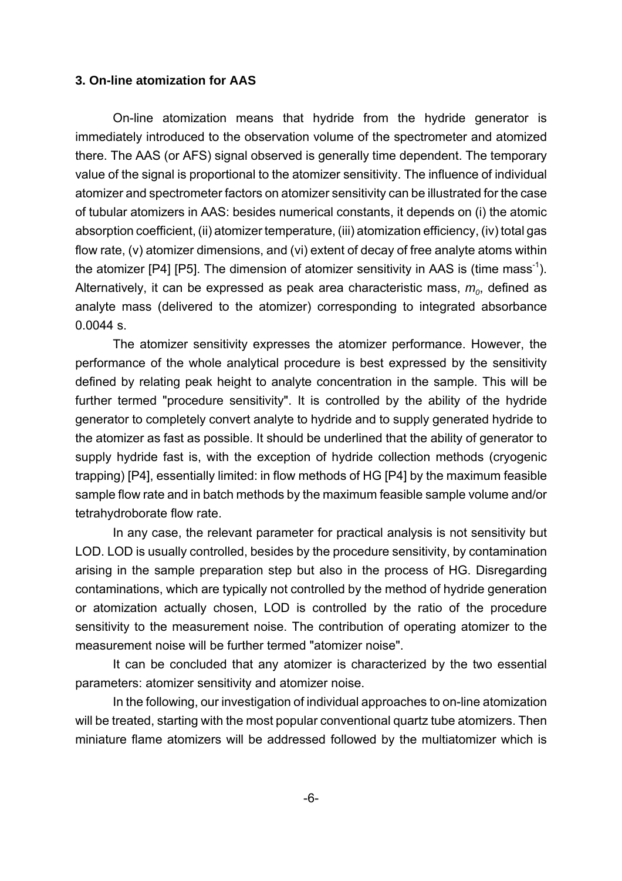### 3. On-line atomization for AAS

On-line atomization means that hydride from the hydride generator is immediately introduced to the observation volume of the spectrometer and atomized there. The AAS (or AFS) signal observed is generally time dependent. The temporary value of the signal is proportional to the atomizer sensitivity. The influence of individual atomizer and spectrometer factors on atomizer sensitivity can be illustrated for the case of tubular atomizers in AAS: besides numerical constants, it depends on (i) the atomic absorption coefficient, (ii) atomizer temperature, (iii) atomization efficiency, (iv) total gas flow rate, (v) atomizer dimensions, and (vi) extent of decay of free analyte atoms within the atomizer [P4] [P5]. The dimension of atomizer sensitivity in AAS is (time $mass^{-1}$). Alternatively, it can be expressed as peak area characteristic mass, $m_0$, defined as analyte mass (delivered to the atomizer) corresponding to integrated absorbance 0.0044 s.

The atomizer sensitivity expresses the atomizer performance. However, the performance of the whole analytical procedure is best expressed by the sensitivity defined by relating peak height to analyte concentration in the sample. This will be further termed "procedure sensitivity". It is controlled by the ability of the hydride generator to completely convert analyte to hydride and to supply generated hydride to the atomizer as fast as possible. It should be underlined that the ability of generator to supply hydride fast is, with the exception of hydride collection methods (cryogenic trapping) [P4], essentially limited: in flow methods of HG [P4] by the maximum feasible sample flow rate and in batch methods by the maximum feasible sample volume and/or tetrahydroborate flow rate.

In any case, the relevant parameter for practical analysis is not sensitivity but LOD. LOD is usually controlled, besides by the procedure sensitivity, by contamination arising in the sample preparation step but also in the process of HG. Disregarding contaminations, which are typically not controlled by the method of hydride generation or atomization actually chosen, LOD is controlled by the ratio of the procedure sensitivity to the measurement noise. The contribution of operating atomizer to the measurement noise will be further termed "atomizer noise".

It can be concluded that any atomizer is characterized by the two essential parameters: atomizer sensitivity and atomizer noise.

In the following, our investigation of individual approaches to on-line atomization will be treated, starting with the most popular conventional quartz tube atomizers. Then miniature flame atomizers will be addressed followed by the multiatomizer which is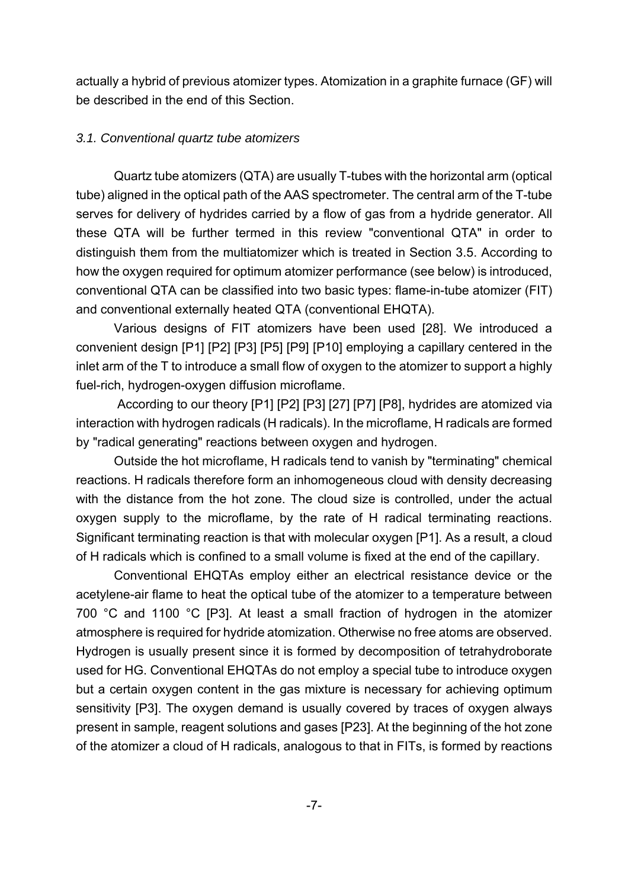actually a hybrid of previous atomizer types. Atomization in a graphite furnace (GF) will be described in the end of this Section.

### *3.1. Conventional quartz tube atomizers*

Quartz tube atomizers (QTA) are usually T-tubes with the horizontal arm (optical tube) aligned in the optical path of the AAS spectrometer. The central arm of the T-tube serves for delivery of hydrides carried by a flow of gas from a hydride generator. All these QTA will be further termed in this review "conventional QTA" in order to distinguish them from the multiatomizer which is treated in Section 3.5. According to how the oxygen required for optimum atomizer performance (see below) is introduced, conventional QTA can be classified into two basic types: flame-in-tube atomizer (FIT) and conventional externally heated QTA (conventional EHQTA).

Various designs of FIT atomizers have been used [28]. We introduced a convenient design [P1] [P2] [P3] [P5] [P9] [P10] employing a capillary centered in the inlet arm of the T to introduce a small flow of oxygen to the atomizer to support a highly fuel-rich, hydrogen-oxygen diffusion microflame.

According to our theory [P1] [P2] [P3] [27] [P7] [P8], hydrides are atomized via interaction with hydrogen radicals (H radicals). In the microflame, H radicals are formed by "radical generating" reactions between oxygen and hydrogen.

Outside the hot microflame, H radicals tend to vanish by "terminating" chemical reactions. H radicals therefore form an inhomogeneous cloud with density decreasing with the distance from the hot zone. The cloud size is controlled, under the actual oxygen supply to the microflame, by the rate of H radical terminating reactions. Significant terminating reaction is that with molecular oxygen [P1]. As a result, a cloud of H radicals which is confined to a small volume is fixed at the end of the capillary.

Conventional EHQTAs employ either an electrical resistance device or the acetylene-air flame to heat the optical tube of the atomizer to a temperature between 700 °C and 1100 °C [P3]. At least a small fraction of hydrogen in the atomizer atmosphere is required for hydride atomization. Otherwise no free atoms are observed. Hydrogen is usually present since it is formed by decomposition of tetrahydroborate used for HG. Conventional EHQTAs do not employ a special tube to introduce oxygen but a certain oxygen content in the gas mixture is necessary for achieving optimum sensitivity [P3]. The oxygen demand is usually covered by traces of oxygen always present in sample, reagent solutions and gases [P23]. At the beginning of the hot zone of the atomizer a cloud of H radicals, analogous to that in FITs, is formed by reactions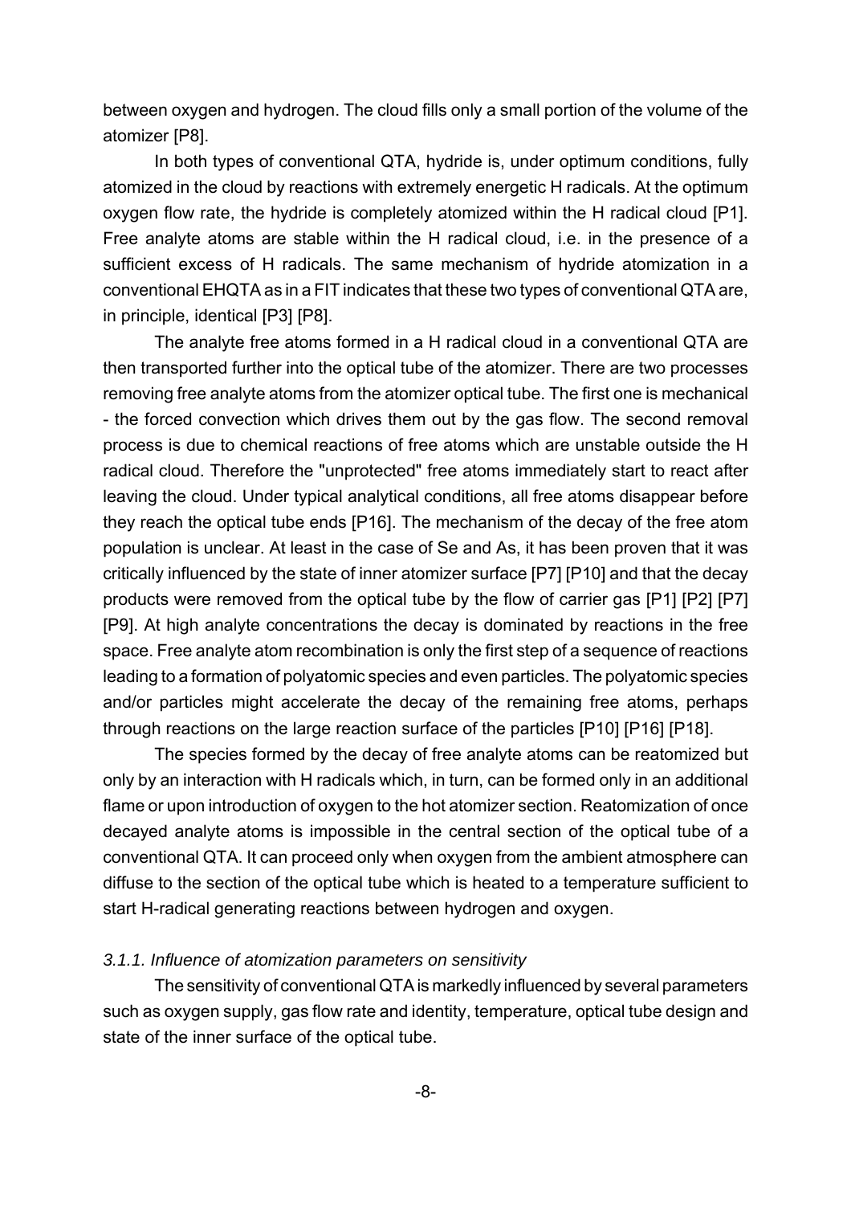between oxygen and hydrogen. The cloud fills only a small portion of the volume of the atomizer [P8].

In both types of conventional QTA, hydride is, under optimum conditions, fully atomized in the cloud by reactions with extremely energetic H radicals. At the optimum oxygen flow rate, the hydride is completely atomized within the H radical cloud [P1]. Free analyte atoms are stable within the H radical cloud, i.e. in the presence of a sufficient excess of H radicals. The same mechanism of hydride atomization in a conventional EHQTA as in a FIT indicates that these two types of conventional QTA are, in principle, identical [P3] [P8].

The analyte free atoms formed in a H radical cloud in a conventional QTA are then transported further into the optical tube of the atomizer. There are two processes removing free analyte atoms from the atomizer optical tube. The first one is mechanical - the forced convection which drives them out by the gas flow. The second removal process is due to chemical reactions of free atoms which are unstable outside the H radical cloud. Therefore the "unprotected" free atoms immediately start to react after leaving the cloud. Under typical analytical conditions, all free atoms disappear before they reach the optical tube ends [P16]. The mechanism of the decay of the free atom population is unclear. At least in the case of Se and As, it has been proven that it was critically influenced by the state of inner atomizer surface [P7] [P10] and that the decay products were removed from the optical tube by the flow of carrier gas [P1] [P2] [P7] [P9]. At high analyte concentrations the decay is dominated by reactions in the free space. Free analyte atom recombination is only the first step of a sequence of reactions leading to a formation of polyatomic species and even particles. The polyatomic species and/or particles might accelerate the decay of the remaining free atoms, perhaps through reactions on the large reaction surface of the particles [P10] [P16] [P18].

The species formed by the decay of free analyte atoms can be reatomized but only by an interaction with H radicals which, in turn, can be formed only in an additional flame or upon introduction of oxygen to the hot atomizer section. Reatomization of once decayed analyte atoms is impossible in the central section of the optical tube of a conventional QTA. It can proceed only when oxygen from the ambient atmosphere can diffuse to the section of the optical tube which is heated to a temperature sufficient to start H-radical generating reactions between hydrogen and oxygen.

#### *3.1.1. Influence of atomization parameters on sensitivity*

The sensitivity of conventional QTA is markedly influenced by several parameters such as oxygen supply, gas flow rate and identity, temperature, optical tube design and state of the inner surface of the optical tube.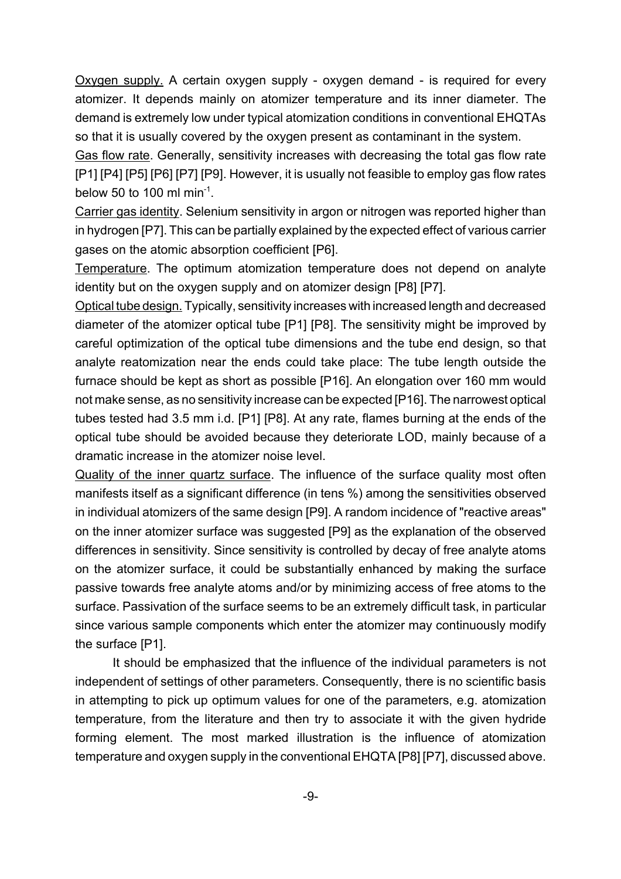Oxygen supply. A certain oxygen supply - oxygen demand - is required for every atomizer. It depends mainly on atomizer temperature and its inner diameter. The demand is extremely low under typical atomization conditions in conventional EHQTAs so that it is usually covered by the oxygen present as contaminant in the system.

Gas flow rate. Generally, sensitivity increases with decreasing the total gas flow rate [P1] [P4] [P5] [P6] [P7] [P9]. However, it is usually not feasible to employ gas flow rates below 50 to 100 ml min$^{-1}$.

Carrier gas identity. Selenium sensitivity in argon or nitrogen was reported higher than in hydrogen [P7]. This can be partially explained by the expected effect of various carrier gases on the atomic absorption coefficient [P6].

Temperature. The optimum atomization temperature does not depend on analyte identity but on the oxygen supply and on atomizer design [P8] [P7].

Optical tube design. Typically, sensitivity increases with increased length and decreased diameter of the atomizer optical tube [P1] [P8]. The sensitivity might be improved by careful optimization of the optical tube dimensions and the tube end design, so that analyte reatomization near the ends could take place: The tube length outside the furnace should be kept as short as possible [P16]. An elongation over 160 mm would not make sense, as no sensitivity increase can be expected [P16]. The narrowest optical tubes tested had 3.5 mm i.d. [P1] [P8]. At any rate, flames burning at the ends of the optical tube should be avoided because they deteriorate LOD, mainly because of a dramatic increase in the atomizer noise level.

Quality of the inner quartz surface. The influence of the surface quality most often manifests itself as a significant difference (in tens %) among the sensitivities observed in individual atomizers of the same design [P9]. A random incidence of "reactive areas" on the inner atomizer surface was suggested [P9] as the explanation of the observed differences in sensitivity. Since sensitivity is controlled by decay of free analyte atoms on the atomizer surface, it could be substantially enhanced by making the surface passive towards free analyte atoms and/or by minimizing access of free atoms to the surface. Passivation of the surface seems to be an extremely difficult task, in particular since various sample components which enter the atomizer may continuously modify the surface [P1].

It should be emphasized that the influence of the individual parameters is not independent of settings of other parameters. Consequently, there is no scientific basis in attempting to pick up optimum values for one of the parameters, e.g. atomization temperature, from the literature and then try to associate it with the given hydride forming element. The most marked illustration is the influence of atomization temperature and oxygen supply in the conventional EHQTA [P8] [P7], discussed above.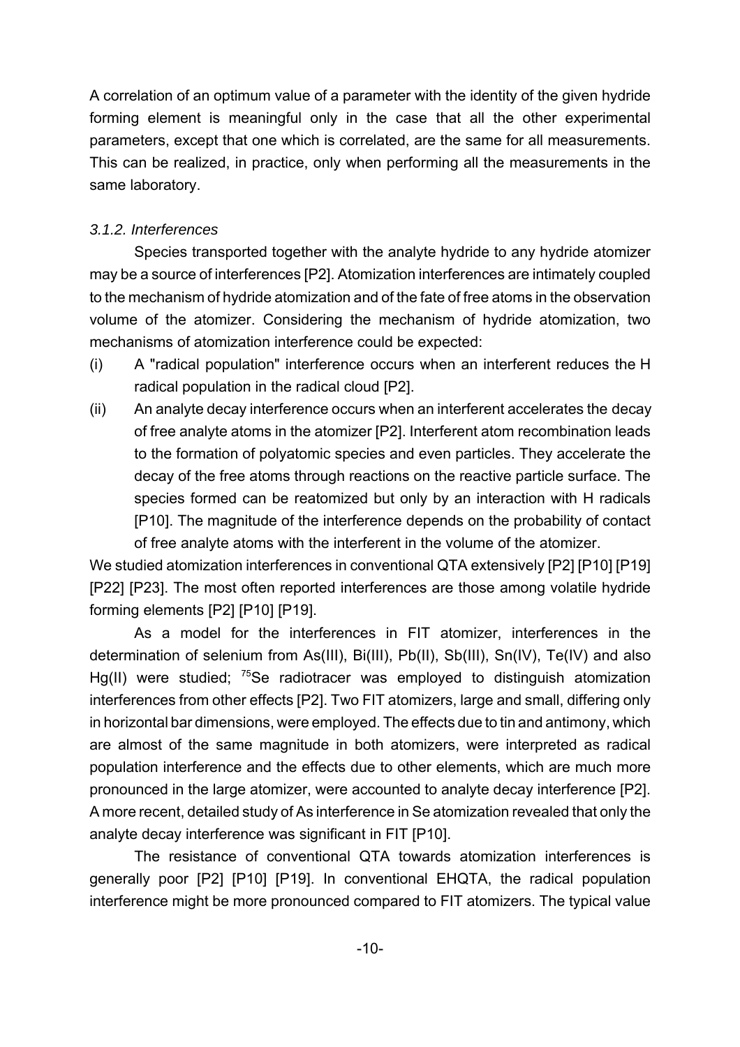A correlation of an optimum value of a parameter with the identity of the given hydride forming element is meaningful only in the case that all the other experimental parameters, except that one which is correlated, are the same for all measurements. This can be realized, in practice, only when performing all the measurements in the same laboratory.

### *3.1.2. Interferences*

Species transported together with the analyte hydride to any hydride atomizer may be a source of interferences [P2]. Atomization interferences are intimately coupled to the mechanism of hydride atomization and of the fate of free atoms in the observation volume of the atomizer. Considering the mechanism of hydride atomization, two mechanisms of atomization interference could be expected:

(i) A "radical population" interference occurs when an interferent reduces the H radical population in the radical cloud [P2].

(ii) An analyte decay interference occurs when an interferent accelerates the decay of free analyte atoms in the atomizer [P2]. Interferent atom recombination leads to the formation of polyatomic species and even particles. They accelerate the decay of the free atoms through reactions on the reactive particle surface. The species formed can be reatomized but only by an interaction with H radicals [P10]. The magnitude of the interference depends on the probability of contact of free analyte atoms with the interferent in the volume of the atomizer.

We studied atomization interferences in conventional QTA extensively [P2] [P10] [P19] [P22] [P23]. The most often reported interferences are those among volatile hydride forming elements [P2] [P10] [P19].

As a model for the interferences in FIT atomizer, interferences in the determination of selenium from As(III), Bi(III), Pb(II), Sb(III), Sn(IV), Te(IV) and also Hg(II) were studied; $^{75}$Se radiotracer was employed to distinguish atomization interferences from other effects [P2]. Two FIT atomizers, large and small, differing only in horizontal bar dimensions, were employed. The effects due to tin and antimony, which are almost of the same magnitude in both atomizers, were interpreted as radical population interference and the effects due to other elements, which are much more pronounced in the large atomizer, were accounted to analyte decay interference [P2]. A more recent, detailed study of As interference in Se atomization revealed that only the analyte decay interference was significant in FIT [P10].

The resistance of conventional QTA towards atomization interferences is generally poor [P2] [P10] [P19]. In conventional EHQTA, the radical population interference might be more pronounced compared to FIT atomizers. The typical value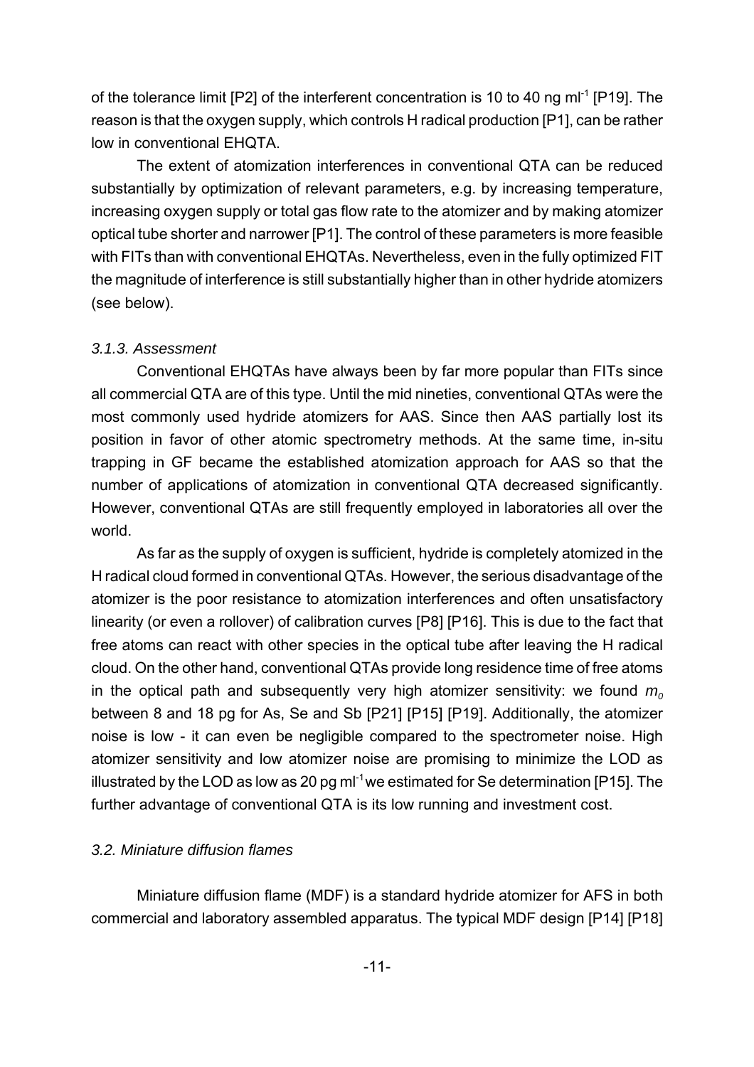of the tolerance limit [P2] of the interferent concentration is 10 to 40 ng ml$^{-1}$ [P19]. The reason is that the oxygen supply, which controls H radical production [P1], can be rather low in conventional EHQTA.

The extent of atomization interferences in conventional QTA can be reduced substantially by optimization of relevant parameters, e.g. by increasing temperature, increasing oxygen supply or total gas flow rate to the atomizer and by making atomizer optical tube shorter and narrower [P1]. The control of these parameters is more feasible with FITs than with conventional EHQTAs. Nevertheless, even in the fully optimized FIT the magnitude of interference is still substantially higher than in other hydride atomizers (see below).

### *3.1.3. Assessment*

Conventional EHQTAs have always been by far more popular than FITs since all commercial QTA are of this type. Until the mid nineties, conventional QTAs were the most commonly used hydride atomizers for AAS. Since then AAS partially lost its position in favor of other atomic spectrometry methods. At the same time, in-situ trapping in GF became the established atomization approach for AAS so that the number of applications of atomization in conventional QTA decreased significantly. However, conventional QTAs are still frequently employed in laboratories all over the world.

As far as the supply of oxygen is sufficient, hydride is completely atomized in the H radical cloud formed in conventional QTAs. However, the serious disadvantage of the atomizer is the poor resistance to atomization interferences and often unsatisfactory linearity (or even a rollover) of calibration curves [P8] [P16]. This is due to the fact that free atoms can react with other species in the optical tube after leaving the H radical cloud. On the other hand, conventional QTAs provide long residence time of free atoms in the optical path and subsequently very high atomizer sensitivity: we found $m_0$ between 8 and 18 pg for As, Se and Sb [P21] [P15] [P19]. Additionally, the atomizer noise is low - it can even be negligible compared to the spectrometer noise. High atomizer sensitivity and low atomizer noise are promising to minimize the LOD as illustrated by the LOD as low as 20 pg ml$^{-1}$ we estimated for Se determination [P15]. The further advantage of conventional QTA is its low running and investment cost.

## *3.2. Miniature diffusion flames*

Miniature diffusion flame (MDF) is a standard hydride atomizer for AFS in both commercial and laboratory assembled apparatus. The typical MDF design [P14] [P18]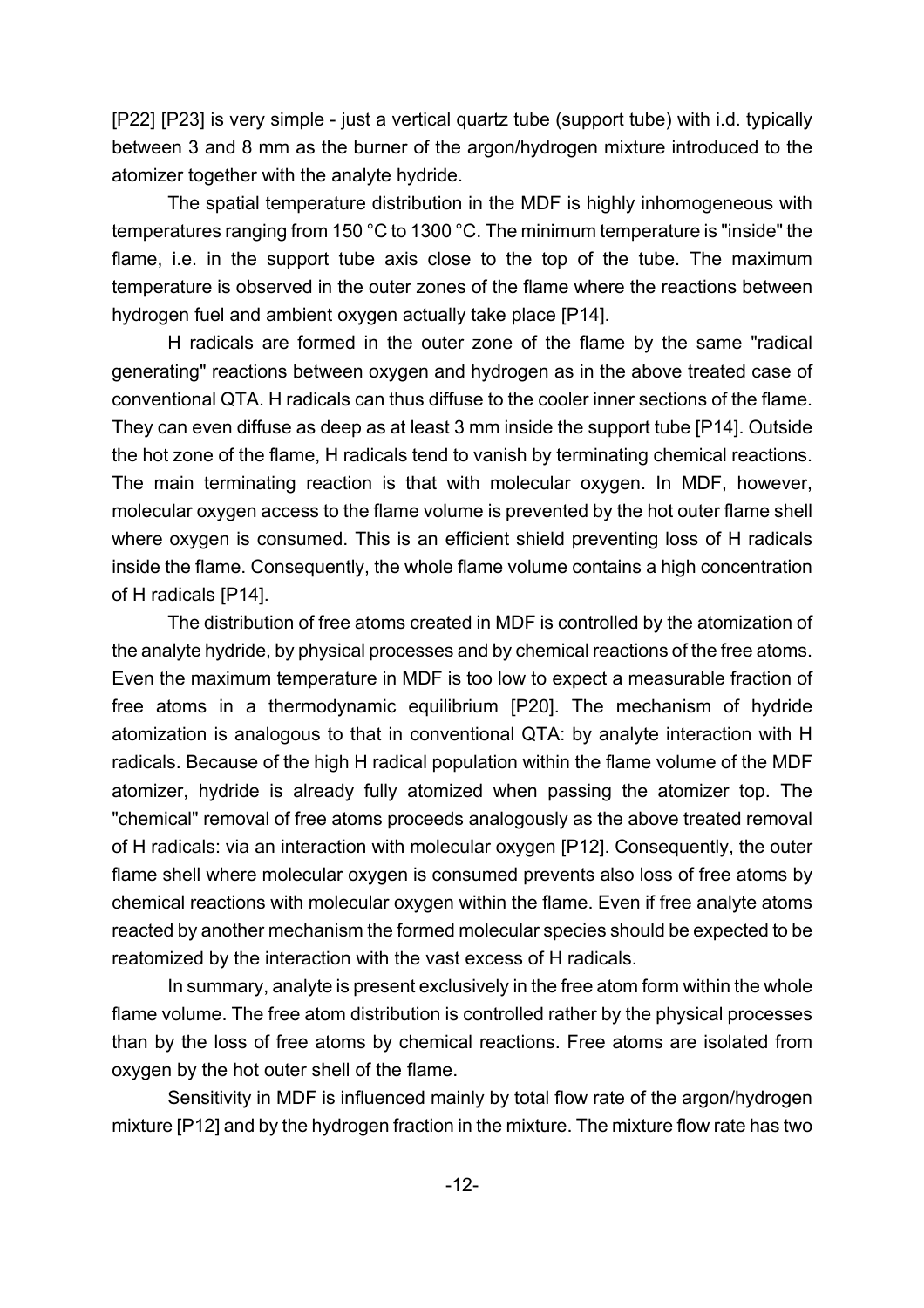[P22] [P23] is very simple - just a vertical quartz tube (support tube) with i.d. typically between 3 and 8 mm as the burner of the argon/hydrogen mixture introduced to the atomizer together with the analyte hydride.

The spatial temperature distribution in the MDF is highly inhomogeneous with temperatures ranging from 150 °C to 1300 °C. The minimum temperature is "inside" the flame, i.e. in the support tube axis close to the top of the tube. The maximum temperature is observed in the outer zones of the flame where the reactions between hydrogen fuel and ambient oxygen actually take place [P14].

H radicals are formed in the outer zone of the flame by the same "radical generating" reactions between oxygen and hydrogen as in the above treated case of conventional QTA. H radicals can thus diffuse to the cooler inner sections of the flame. They can even diffuse as deep as at least 3 mm inside the support tube [P14]. Outside the hot zone of the flame, H radicals tend to vanish by terminating chemical reactions. The main terminating reaction is that with molecular oxygen. In MDF, however, molecular oxygen access to the flame volume is prevented by the hot outer flame shell where oxygen is consumed. This is an efficient shield preventing loss of H radicals inside the flame. Consequently, the whole flame volume contains a high concentration of H radicals [P14].

The distribution of free atoms created in MDF is controlled by the atomization of the analyte hydride, by physical processes and by chemical reactions of the free atoms. Even the maximum temperature in MDF is too low to expect a measurable fraction of free atoms in a thermodynamic equilibrium [P20]. The mechanism of hydride atomization is analogous to that in conventional QTA: by analyte interaction with H radicals. Because of the high H radical population within the flame volume of the MDF atomizer, hydride is already fully atomized when passing the atomizer top. The "chemical" removal of free atoms proceeds analogously as the above treated removal of H radicals: via an interaction with molecular oxygen [P12]. Consequently, the outer flame shell where molecular oxygen is consumed prevents also loss of free atoms by chemical reactions with molecular oxygen within the flame. Even if free analyte atoms reacted by another mechanism the formed molecular species should be expected to be reatomized by the interaction with the vast excess of H radicals.

In summary, analyte is present exclusively in the free atom form within the whole flame volume. The free atom distribution is controlled rather by the physical processes than by the loss of free atoms by chemical reactions. Free atoms are isolated from oxygen by the hot outer shell of the flame.

Sensitivity in MDF is influenced mainly by total flow rate of the argon/hydrogen mixture [P12] and by the hydrogen fraction in the mixture. The mixture flow rate has two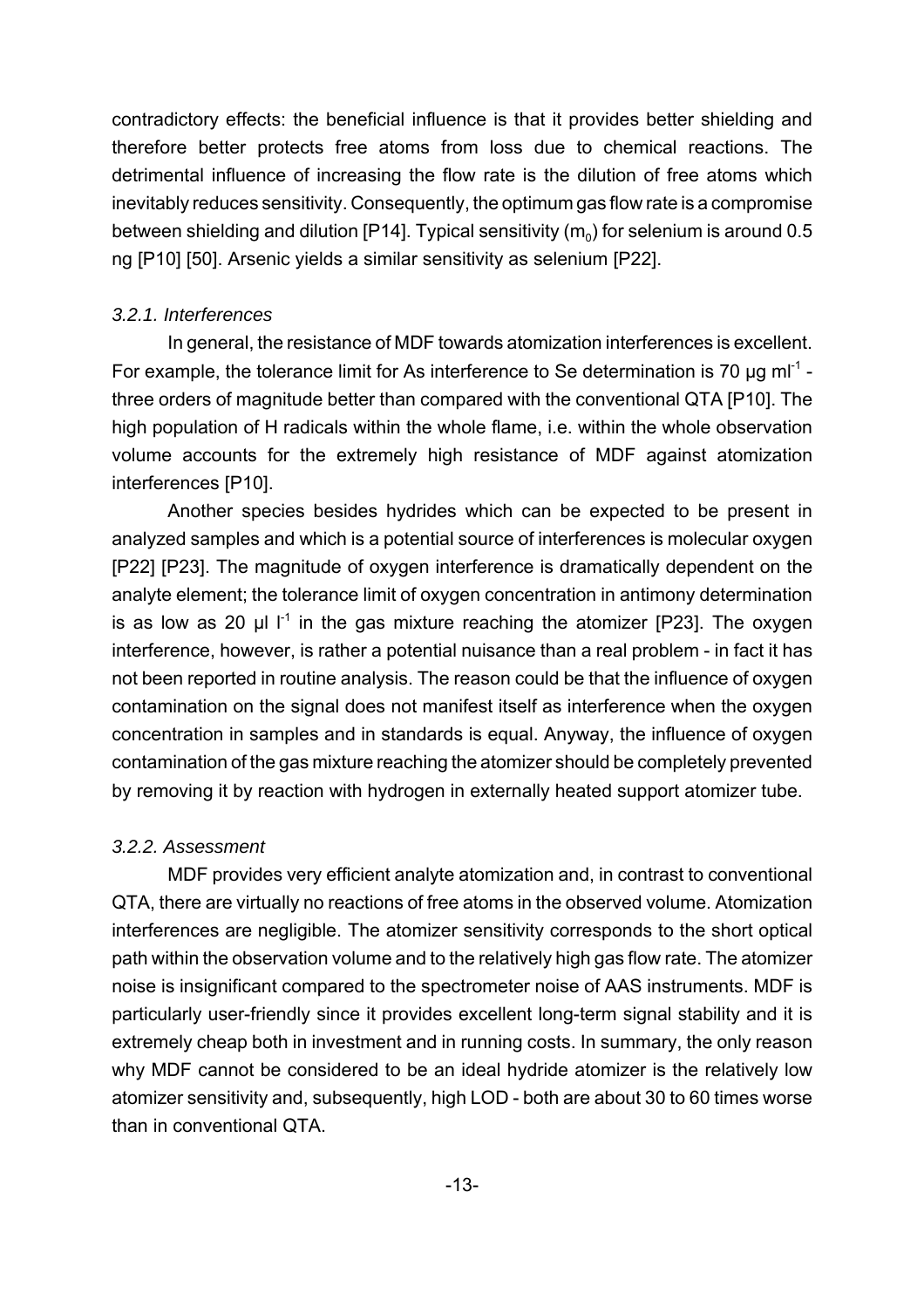contradictory effects: the beneficial influence is that it provides better shielding and therefore better protects free atoms from loss due to chemical reactions. The detrimental influence of increasing the flow rate is the dilution of free atoms which inevitably reduces sensitivity. Consequently, the optimum gas flow rate is a compromise between shielding and dilution [P14]. Typical sensitivity ($m_0$) for selenium is around 0.5 ng [P10] [50]. Arsenic yields a similar sensitivity as selenium [P22].

### *3.2.1. Interferences*

In general, the resistance of MDF towards atomization interferences is excellent. For example, the tolerance limit for As interference to Se determination is 70 μg $ml^{-1}$ - three orders of magnitude better than compared with the conventional QTA [P10]. The high population of H radicals within the whole flame, i.e. within the whole observation volume accounts for the extremely high resistance of MDF against atomization interferences [P10].

Another species besides hydrides which can be expected to be present in analyzed samples and which is a potential source of interferences is molecular oxygen [P22] [P23]. The magnitude of oxygen interference is dramatically dependent on the analyte element; the tolerance limit of oxygen concentration in antimony determination is as low as 20 μl $l^{-1}$ in the gas mixture reaching the atomizer [P23]. The oxygen interference, however, is rather a potential nuisance than a real problem - in fact it has not been reported in routine analysis. The reason could be that the influence of oxygen contamination on the signal does not manifest itself as interference when the oxygen concentration in samples and in standards is equal. Anyway, the influence of oxygen contamination of the gas mixture reaching the atomizer should be completely prevented by removing it by reaction with hydrogen in externally heated support atomizer tube.

### *3.2.2. Assessment*

MDF provides very efficient analyte atomization and, in contrast to conventional QTA, there are virtually no reactions of free atoms in the observed volume. Atomization interferences are negligible. The atomizer sensitivity corresponds to the short optical path within the observation volume and to the relatively high gas flow rate. The atomizer noise is insignificant compared to the spectrometer noise of AAS instruments. MDF is particularly user-friendly since it provides excellent long-term signal stability and it is extremely cheap both in investment and in running costs. In summary, the only reason why MDF cannot be considered to be an ideal hydride atomizer is the relatively low atomizer sensitivity and, subsequently, high LOD - both are about 30 to 60 times worse than in conventional QTA.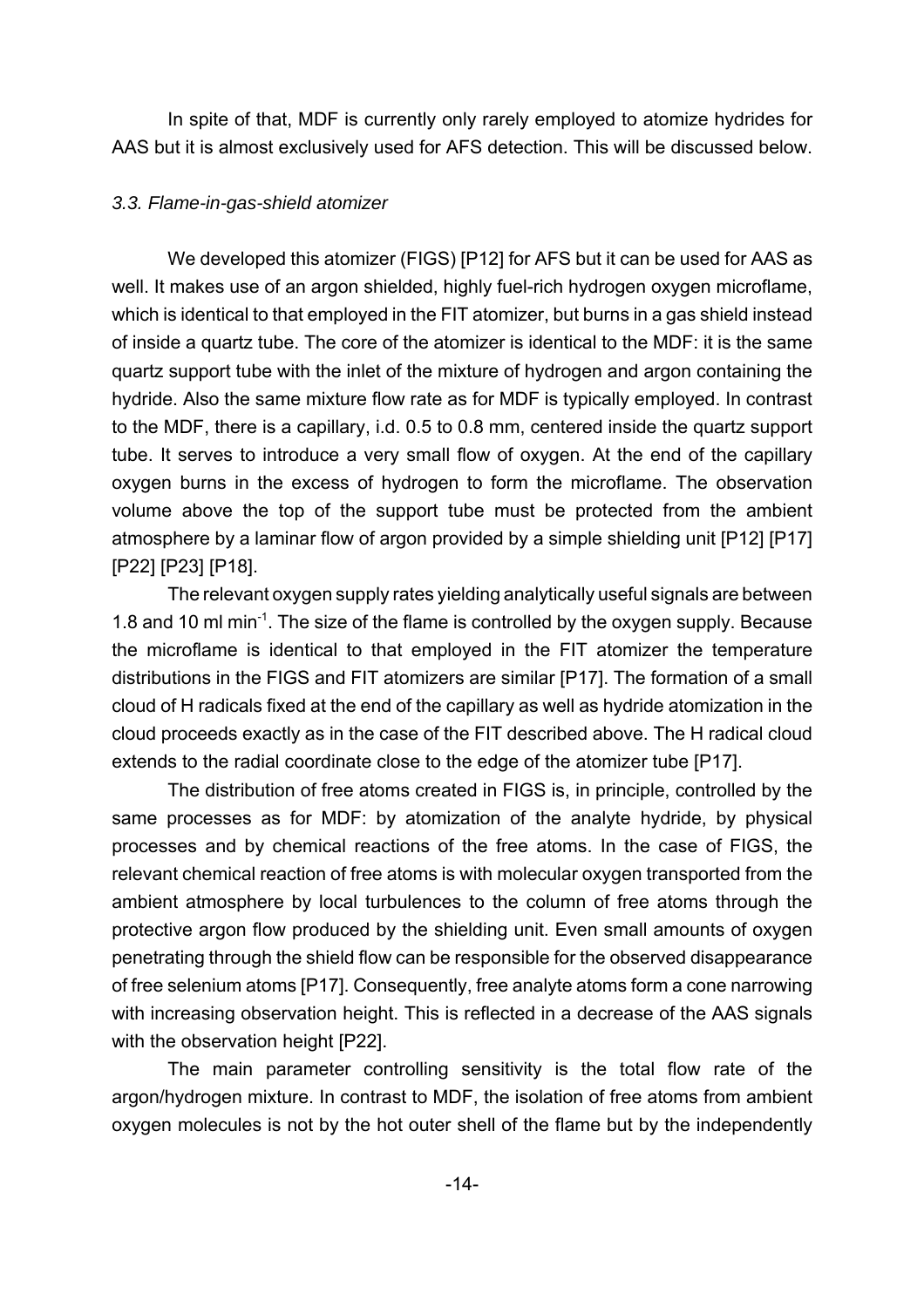In spite of that, MDF is currently only rarely employed to atomize hydrides for AAS but it is almost exclusively used for AFS detection. This will be discussed below.

### *3.3. Flame-in-gas-shield atomizer*

We developed this atomizer (FIGS) [P12] for AFS but it can be used for AAS as well. It makes use of an argon shielded, highly fuel-rich hydrogen oxygen microflame, which is identical to that employed in the FIT atomizer, but burns in a gas shield instead of inside a quartz tube. The core of the atomizer is identical to the MDF: it is the same quartz support tube with the inlet of the mixture of hydrogen and argon containing the hydride. Also the same mixture flow rate as for MDF is typically employed. In contrast to the MDF, there is a capillary, i.d. 0.5 to 0.8 mm, centered inside the quartz support tube. It serves to introduce a very small flow of oxygen. At the end of the capillary oxygen burns in the excess of hydrogen to form the microflame. The observation volume above the top of the support tube must be protected from the ambient atmosphere by a laminar flow of argon provided by a simple shielding unit [P12] [P17] [P22] [P23] [P18].

The relevant oxygen supply rates yielding analytically useful signals are between 1.8 and 10 ml min$^{-1}$. The size of the flame is controlled by the oxygen supply. Because the microflame is identical to that employed in the FIT atomizer the temperature distributions in the FIGS and FIT atomizers are similar [P17]. The formation of a small cloud of H radicals fixed at the end of the capillary as well as hydride atomization in the cloud proceeds exactly as in the case of the FIT described above. The H radical cloud extends to the radial coordinate close to the edge of the atomizer tube [P17].

The distribution of free atoms created in FIGS is, in principle, controlled by the same processes as for MDF: by atomization of the analyte hydride, by physical processes and by chemical reactions of the free atoms. In the case of FIGS, the relevant chemical reaction of free atoms is with molecular oxygen transported from the ambient atmosphere by local turbulences to the column of free atoms through the protective argon flow produced by the shielding unit. Even small amounts of oxygen penetrating through the shield flow can be responsible for the observed disappearance of free selenium atoms [P17]. Consequently, free analyte atoms form a cone narrowing with increasing observation height. This is reflected in a decrease of the AAS signals with the observation height [P22].

The main parameter controlling sensitivity is the total flow rate of the argon/hydrogen mixture. In contrast to MDF, the isolation of free atoms from ambient oxygen molecules is not by the hot outer shell of the flame but by the independently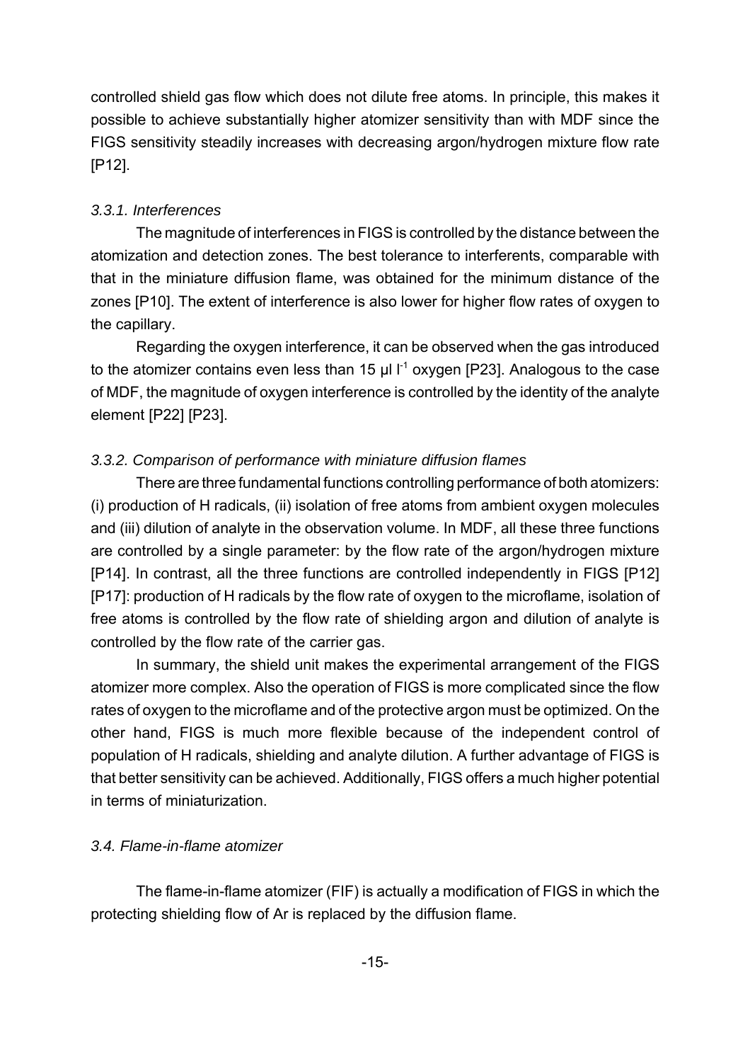controlled shield gas flow which does not dilute free atoms. In principle, this makes it possible to achieve substantially higher atomizer sensitivity than with MDF since the FIGS sensitivity steadily increases with decreasing argon/hydrogen mixture flow rate [P12].

### *3.3.1. Interferences*

The magnitude of interferences in FIGS is controlled by the distance between the atomization and detection zones. The best tolerance to interferents, comparable with that in the miniature diffusion flame, was obtained for the minimum distance of the zones [P10]. The extent of interference is also lower for higher flow rates of oxygen to the capillary.

Regarding the oxygen interference, it can be observed when the gas introduced to the atomizer contains even less than 15 μl $l^{-1}$ oxygen [P23]. Analogous to the case of MDF, the magnitude of oxygen interference is controlled by the identity of the analyte element [P22] [P23].

### *3.3.2. Comparison of performance with miniature diffusion flames*

There are three fundamental functions controlling performance of both atomizers: (i) production of H radicals, (ii) isolation of free atoms from ambient oxygen molecules and (iii) dilution of analyte in the observation volume. In MDF, all these three functions are controlled by a single parameter: by the flow rate of the argon/hydrogen mixture [P14]. In contrast, all the three functions are controlled independently in FIGS [P12] [P17]: production of H radicals by the flow rate of oxygen to the microflame, isolation of free atoms is controlled by the flow rate of shielding argon and dilution of analyte is controlled by the flow rate of the carrier gas.

In summary, the shield unit makes the experimental arrangement of the FIGS atomizer more complex. Also the operation of FIGS is more complicated since the flow rates of oxygen to the microflame and of the protective argon must be optimized. On the other hand, FIGS is much more flexible because of the independent control of population of H radicals, shielding and analyte dilution. A further advantage of FIGS is that better sensitivity can be achieved. Additionally, FIGS offers a much higher potential in terms of miniaturization.

## *3.4. Flame-in-flame atomizer*

The flame-in-flame atomizer (FIF) is actually a modification of FIGS in which the protecting shielding flow of Ar is replaced by the diffusion flame.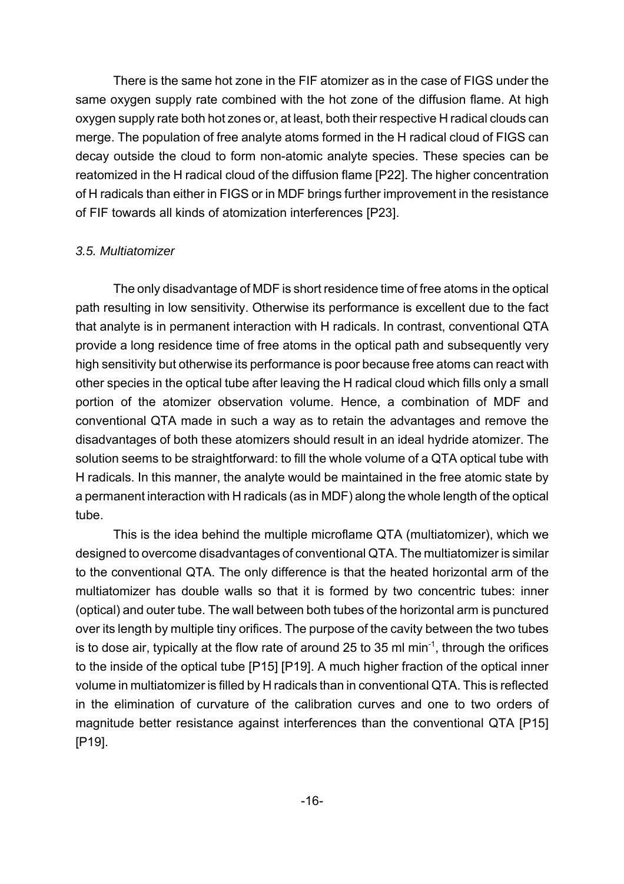There is the same hot zone in the FIF atomizer as in the case of FIGS under the same oxygen supply rate combined with the hot zone of the diffusion flame. At high oxygen supply rate both hot zones or, at least, both their respective H radical clouds can merge. The population of free analyte atoms formed in the H radical cloud of FIGS can decay outside the cloud to form non-atomic analyte species. These species can be reatomized in the H radical cloud of the diffusion flame [P22]. The higher concentration of H radicals than either in FIGS or in MDF brings further improvement in the resistance of FIF towards all kinds of atomization interferences [P23].

### *3.5. Multiatomizer*

The only disadvantage of MDF is short residence time of free atoms in the optical path resulting in low sensitivity. Otherwise its performance is excellent due to the fact that analyte is in permanent interaction with H radicals. In contrast, conventional QTA provide a long residence time of free atoms in the optical path and subsequently very high sensitivity but otherwise its performance is poor because free atoms can react with other species in the optical tube after leaving the H radical cloud which fills only a small portion of the atomizer observation volume. Hence, a combination of MDF and conventional QTA made in such a way as to retain the advantages and remove the disadvantages of both these atomizers should result in an ideal hydride atomizer. The solution seems to be straightforward: to fill the whole volume of a QTA optical tube with H radicals. In this manner, the analyte would be maintained in the free atomic state by a permanent interaction with H radicals (as in MDF) along the whole length of the optical tube.

This is the idea behind the multiple microflame QTA (multiatomizer), which we designed to overcome disadvantages of conventional QTA. The multiatomizer is similar to the conventional QTA. The only difference is that the heated horizontal arm of the multiatomizer has double walls so that it is formed by two concentric tubes: inner (optical) and outer tube. The wall between both tubes of the horizontal arm is punctured over its length by multiple tiny orifices. The purpose of the cavity between the two tubes is to dose air, typically at the flow rate of around 25 to 35 ml min$^{-1}$, through the orifices to the inside of the optical tube [P15] [P19]. A much higher fraction of the optical inner volume in multiatomizer is filled by H radicals than in conventional QTA. This is reflected in the elimination of curvature of the calibration curves and one to two orders of magnitude better resistance against interferences than the conventional QTA [P15] [P19].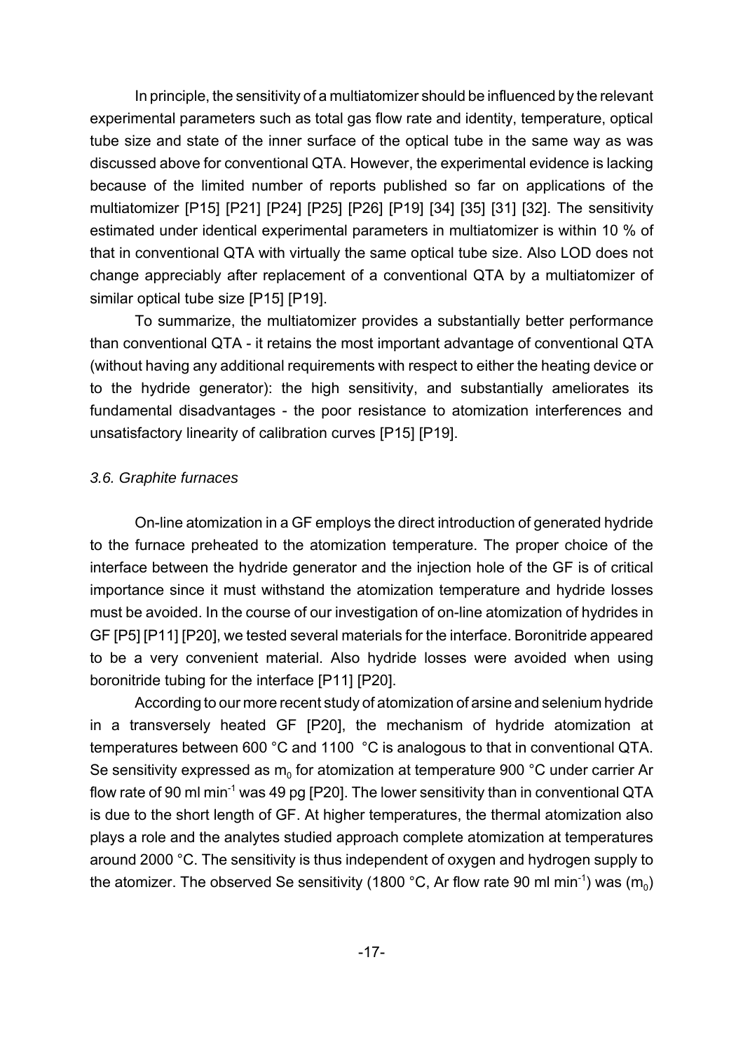In principle, the sensitivity of a multiatomizer should be influenced by the relevant experimental parameters such as total gas flow rate and identity, temperature, optical tube size and state of the inner surface of the optical tube in the same way as was discussed above for conventional QTA. However, the experimental evidence is lacking because of the limited number of reports published so far on applications of the multiatomizer [P15] [P21] [P24] [P25] [P26] [P19] [34] [35] [31] [32]. The sensitivity estimated under identical experimental parameters in multiatomizer is within 10 % of that in conventional QTA with virtually the same optical tube size. Also LOD does not change appreciably after replacement of a conventional QTA by a multiatomizer of similar optical tube size [P15] [P19].

To summarize, the multiatomizer provides a substantially better performance than conventional QTA - it retains the most important advantage of conventional QTA (without having any additional requirements with respect to either the heating device or to the hydride generator): the high sensitivity, and substantially ameliorates its fundamental disadvantages - the poor resistance to atomization interferences and unsatisfactory linearity of calibration curves [P15] [P19].

### *3.6. Graphite furnaces*

On-line atomization in a GF employs the direct introduction of generated hydride to the furnace preheated to the atomization temperature. The proper choice of the interface between the hydride generator and the injection hole of the GF is of critical importance since it must withstand the atomization temperature and hydride losses must be avoided. In the course of our investigation of on-line atomization of hydrides in GF [P5] [P11] [P20], we tested several materials for the interface. Boronitride appeared to be a very convenient material. Also hydride losses were avoided when using boronitride tubing for the interface [P11] [P20].

According to our more recent study of atomization of arsine and selenium hydride in a transversely heated GF [P20], the mechanism of hydride atomization at temperatures between 600 °C and 1100 °C is analogous to that in conventional QTA. Se sensitivity expressed as $m_0$ for atomization at temperature 900 °C under carrier Ar flow rate of 90 ml min$^{-1}$ was 49 pg [P20]. The lower sensitivity than in conventional QTA is due to the short length of GF. At higher temperatures, the thermal atomization also plays a role and the analytes studied approach complete atomization at temperatures around 2000 °C. The sensitivity is thus independent of oxygen and hydrogen supply to the atomizer. The observed Se sensitivity (1800 °C, Ar flow rate 90 ml min$^{-1}$) was ($m_0$)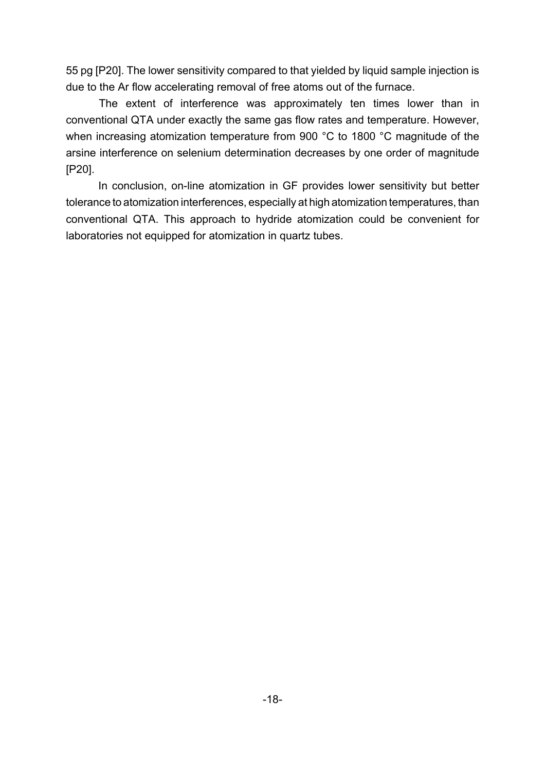55 pg [P20]. The lower sensitivity compared to that yielded by liquid sample injection is due to the Ar flow accelerating removal of free atoms out of the furnace.

The extent of interference was approximately ten times lower than in conventional QTA under exactly the same gas flow rates and temperature. However, when increasing atomization temperature from 900 °C to 1800 °C magnitude of the arsine interference on selenium determination decreases by one order of magnitude [P20].

In conclusion, on-line atomization in GF provides lower sensitivity but better tolerance to atomization interferences, especially at high atomization temperatures, than conventional QTA. This approach to hydride atomization could be convenient for laboratories not equipped for atomization in quartz tubes.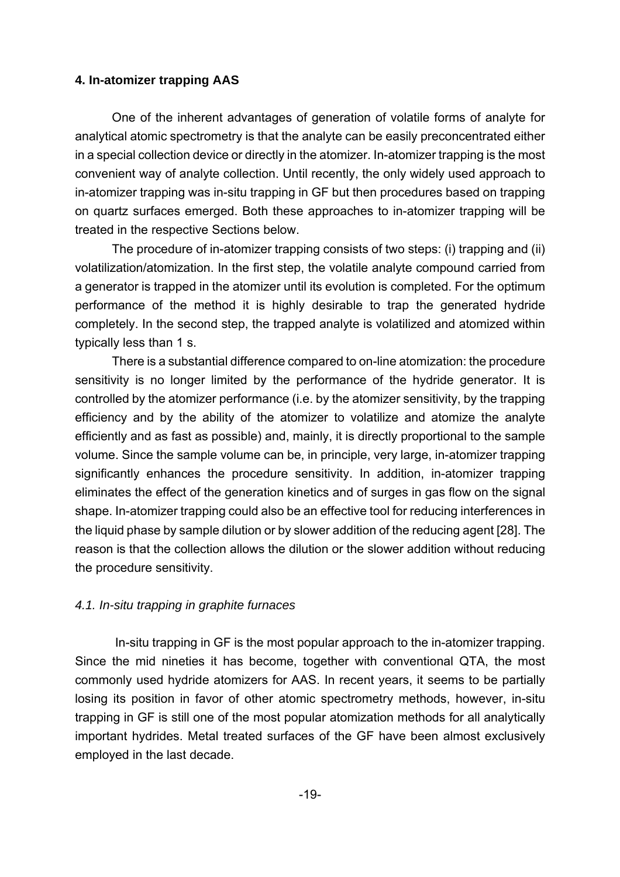## 4. In-atomizer trapping AAS

One of the inherent advantages of generation of volatile forms of analyte for analytical atomic spectrometry is that the analyte can be easily preconcentrated either in a special collection device or directly in the atomizer. In-atomizer trapping is the most convenient way of analyte collection. Until recently, the only widely used approach to in-situ trapping was in-situ trapping in GF but then procedures based on trapping on quartz surfaces emerged. Both these approaches to in-atomizer trapping will be treated in the respective Sections below.

The procedure of in-atomizer trapping consists of two steps: (i) trapping and (ii) volatilization/atomization. In the first step, the volatile analyte compound carried from a generator is trapped in the atomizer until its evolution is completed. For the optimum performance of the method it is highly desirable to trap the generated hydride completely. In the second step, the trapped analyte is volatilized and atomized within typically less than 1 s.

There is a substantial difference compared to on-line atomization: the procedure sensitivity is no longer limited by the performance of the hydride generator. It is controlled by the atomizer performance (i.e. by the atomizer sensitivity, by the trapping efficiency and by the ability of the atomizer to volatilize and atomize the analyte efficiently and as fast as possible) and, mainly, it is directly proportional to the sample volume. Since the sample volume can be, in principle, very large, in-atomizer trapping significantly enhances the procedure sensitivity. In addition, in-atomizer trapping eliminates the effect of the generation kinetics and of surges in gas flow on the signal shape. In-atomizer trapping could also be an effective tool for reducing interferences in the liquid phase by sample dilution or by slower addition of the reducing agent [28]. The reason is that the collection allows the dilution or the slower addition without reducing the procedure sensitivity.

### *4.1. In-situ trapping in graphite furnaces*

In-situ trapping in GF is the most popular approach to the in-atomizer trapping. Since the mid nineties it has become, together with conventional QTA, the most commonly used hydride atomizers for AAS. In recent years, it seems to be partially losing its position in favor of other atomic spectrometry methods, however, in-situ trapping in GF is still one of the most popular atomization methods for all analytically important hydrides. Metal treated surfaces of the GF have been almost exclusively employed in the last decade.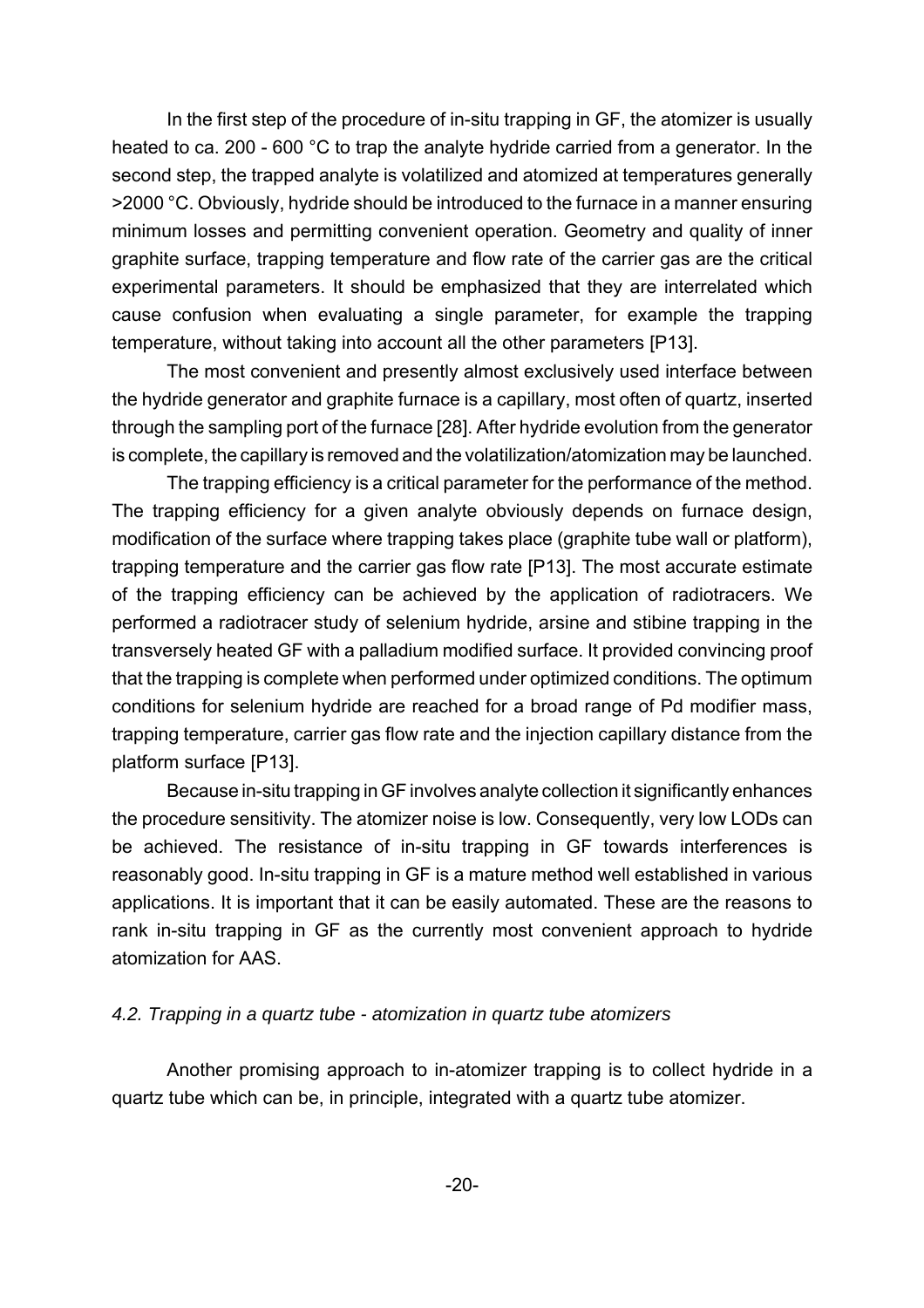In the first step of the procedure of in-situ trapping in GF, the atomizer is usually heated to ca. 200 - 600 °C to trap the analyte hydride carried from a generator. In the second step, the trapped analyte is volatilized and atomized at temperatures generally >2000 °C. Obviously, hydride should be introduced to the furnace in a manner ensuring minimum losses and permitting convenient operation. Geometry and quality of inner graphite surface, trapping temperature and flow rate of the carrier gas are the critical experimental parameters. It should be emphasized that they are interrelated which cause confusion when evaluating a single parameter, for example the trapping temperature, without taking into account all the other parameters [P13].

The most convenient and presently almost exclusively used interface between the hydride generator and graphite furnace is a capillary, most often of quartz, inserted through the sampling port of the furnace [28]. After hydride evolution from the generator is complete, the capillary is removed and the volatilization/atomization may be launched.

The trapping efficiency is a critical parameter for the performance of the method. The trapping efficiency for a given analyte obviously depends on furnace design, modification of the surface where trapping takes place (graphite tube wall or platform), trapping temperature and the carrier gas flow rate [P13]. The most accurate estimate of the trapping efficiency can be achieved by the application of radiotracers. We performed a radiotracer study of selenium hydride, arsine and stibine trapping in the transversely heated GF with a palladium modified surface. It provided convincing proof that the trapping is complete when performed under optimized conditions. The optimum conditions for selenium hydride are reached for a broad range of Pd modifier mass, trapping temperature, carrier gas flow rate and the injection capillary distance from the platform surface [P13].

Because in-situ trapping in GF involves analyte collection it significantly enhances the procedure sensitivity. The atomizer noise is low. Consequently, very low LODs can be achieved. The resistance of in-situ trapping in GF towards interferences is reasonably good. In-situ trapping in GF is a mature method well established in various applications. It is important that it can be easily automated. These are the reasons to rank in-situ trapping in GF as the currently most convenient approach to hydride atomization for AAS.

### *4.2. Trapping in a quartz tube - atomization in quartz tube atomizers*

Another promising approach to in-atomizer trapping is to collect hydride in a quartz tube which can be, in principle, integrated with a quartz tube atomizer.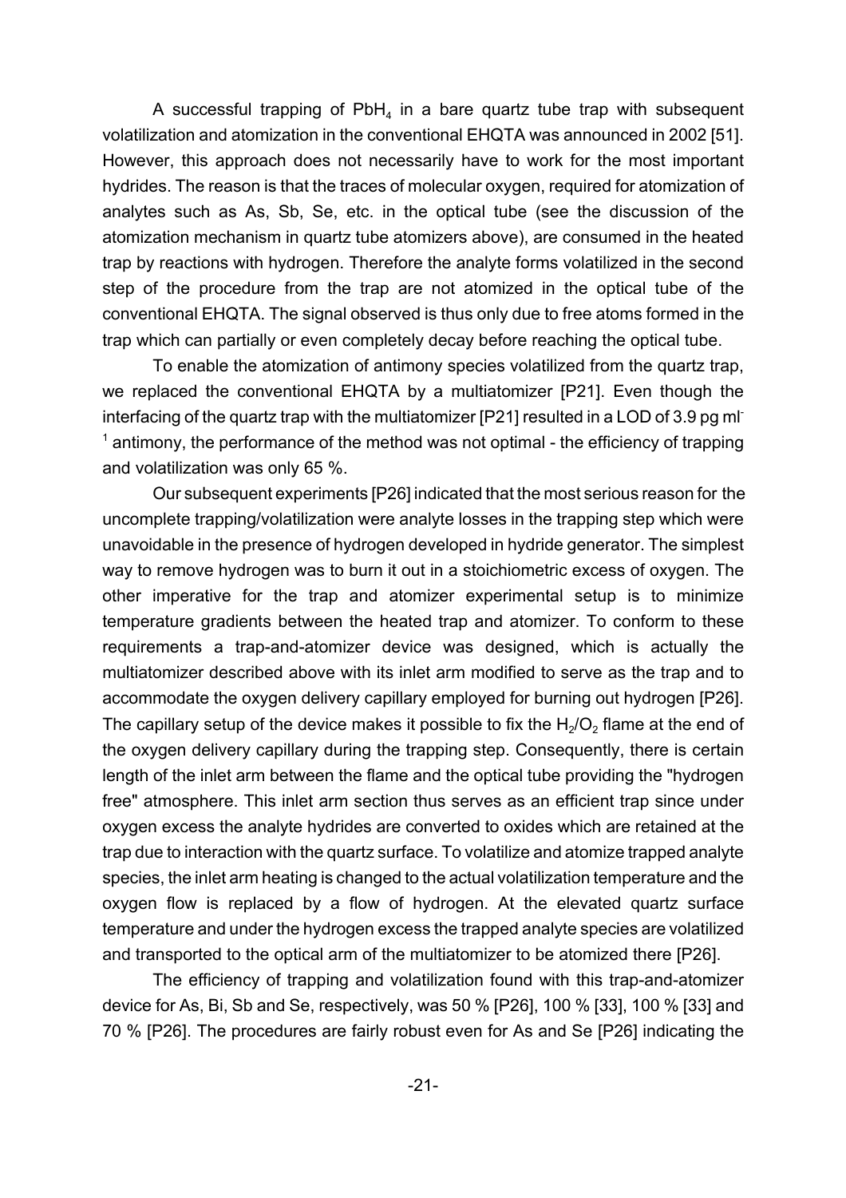A successful trapping of $PbH_4$ in a bare quartz tube trap with subsequent volatilization and atomization in the conventional EHQTA was announced in 2002 [51]. However, this approach does not necessarily have to work for the most important hydrides. The reason is that the traces of molecular oxygen, required for atomization of analytes such as As, Sb, Se, etc. in the optical tube (see the discussion of the atomization mechanism in quartz tube atomizers above), are consumed in the heated trap by reactions with hydrogen. Therefore the analyte forms volatilized in the second step of the procedure from the trap are not atomized in the optical tube of the conventional EHQTA. The signal observed is thus only due to free atoms formed in the trap which can partially or even completely decay before reaching the optical tube.

To enable the atomization of antimony species volatilized from the quartz trap, we replaced the conventional EHQTA by a multiatomizer [P21]. Even though the interfacing of the quartz trap with the multiatomizer [P21] resulted in a LOD of 3.9 pg $ml^{-1}$ antimony, the performance of the method was not optimal - the efficiency of trapping and volatilization was only 65 %.

Our subsequent experiments [P26] indicated that the most serious reason for the uncomplete trapping/volatilization were analyte losses in the trapping step which were unavoidable in the presence of hydrogen developed in hydride generator. The simplest way to remove hydrogen was to burn it out in a stoichiometric excess of oxygen. The other imperative for the trap and atomizer experimental setup is to minimize temperature gradients between the heated trap and atomizer. To conform to these requirements a trap-and-atomizer device was designed, which is actually the multiatomizer described above with its inlet arm modified to serve as the trap and to accommodate the oxygen delivery capillary employed for burning out hydrogen [P26]. The capillary setup of the device makes it possible to fix the $H_2/O_2$ flame at the end of the oxygen delivery capillary during the trapping step. Consequently, there is certain length of the inlet arm between the flame and the optical tube providing the "hydrogen free" atmosphere. This inlet arm section thus serves as an efficient trap since under oxygen excess the analyte hydrides are converted to oxides which are retained at the trap due to interaction with the quartz surface. To volatilize and atomize trapped analyte species, the inlet arm heating is changed to the actual volatilization temperature and the oxygen flow is replaced by a flow of hydrogen. At the elevated quartz surface temperature and under the hydrogen excess the trapped analyte species are volatilized and transported to the optical arm of the multiatomizer to be atomized there [P26].

The efficiency of trapping and volatilization found with this trap-and-atomizer device for As, Bi, Sb and Se, respectively, was 50 % [P26], 100 % [33], 100 % [33] and 70 % [P26]. The procedures are fairly robust even for As and Se [P26] indicating the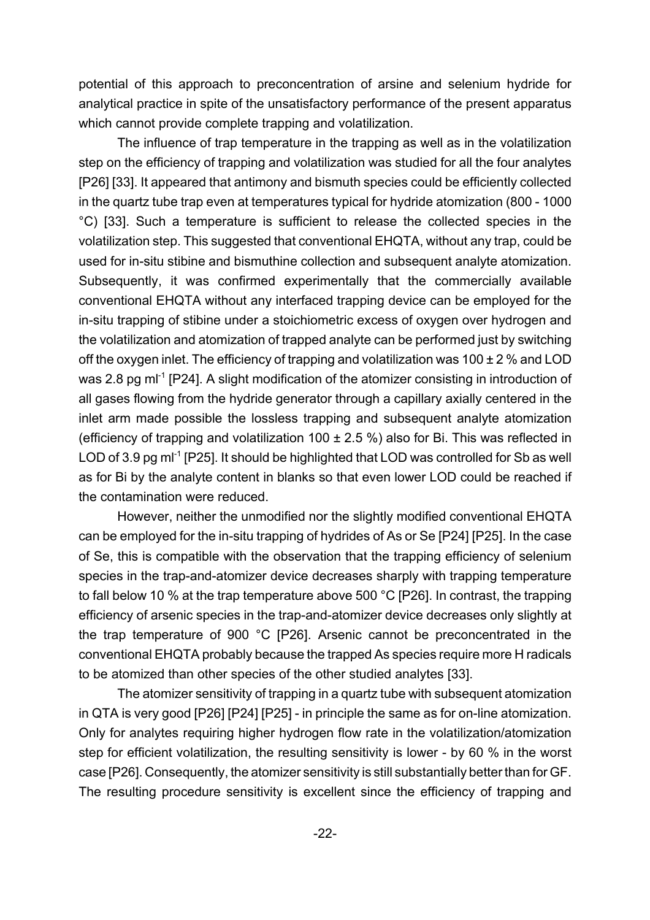potential of this approach to preconcentration of arsine and selenium hydride for analytical practice in spite of the unsatisfactory performance of the present apparatus which cannot provide complete trapping and volatilization.

The influence of trap temperature in the trapping as well as in the volatilization step on the efficiency of trapping and volatilization was studied for all the four analytes [P26] [33]. It appeared that antimony and bismuth species could be efficiently collected in the quartz tube trap even at temperatures typical for hydride atomization (800 - 1000 °C) [33]. Such a temperature is sufficient to release the collected species in the volatilization step. This suggested that conventional EHQTA, without any trap, could be used for in-situ stibine and bismuthine collection and subsequent analyte atomization. Subsequently, it was confirmed experimentally that the commercially available conventional EHQTA without any interfaced trapping device can be employed for the in-situ trapping of stibine under a stoichiometric excess of oxygen over hydrogen and the volatilization and atomization of trapped analyte can be performed just by switching off the oxygen inlet. The efficiency of trapping and volatilization was 100 ± 2 % and LOD was 2.8 pg $ml^{-1}$ [P24]. A slight modification of the atomizer consisting in introduction of all gases flowing from the hydride generator through a capillary axially centered in the inlet arm made possible the lossless trapping and subsequent analyte atomization (efficiency of trapping and volatilization 100 ± 2.5 %) also for Bi. This was reflected in LOD of 3.9 pg $ml^{-1}$ [P25]. It should be highlighted that LOD was controlled for Sb as well as for Bi by the analyte content in blanks so that even lower LOD could be reached if the contamination were reduced.

However, neither the unmodified nor the slightly modified conventional EHQTA can be employed for the in-situ trapping of hydrides of As or Se [P24] [P25]. In the case of Se, this is compatible with the observation that the trapping efficiency of selenium species in the trap-and-atomizer device decreases sharply with trapping temperature to fall below 10 % at the trap temperature above 500 °C [P26]. In contrast, the trapping efficiency of arsenic species in the trap-and-atomizer device decreases only slightly at the trap temperature of 900 °C [P26]. Arsenic cannot be preconcentrated in the conventional EHQTA probably because the trapped As species require more H radicals to be atomized than other species of the other studied analytes [33].

The atomizer sensitivity of trapping in a quartz tube with subsequent atomization in QTA is very good [P26] [P24] [P25] - in principle the same as for on-line atomization. Only for analytes requiring higher hydrogen flow rate in the volatilization/atomization step for efficient volatilization, the resulting sensitivity is lower - by 60 % in the worst case [P26]. Consequently, the atomizer sensitivity is still substantially better than for GF. The resulting procedure sensitivity is excellent since the efficiency of trapping and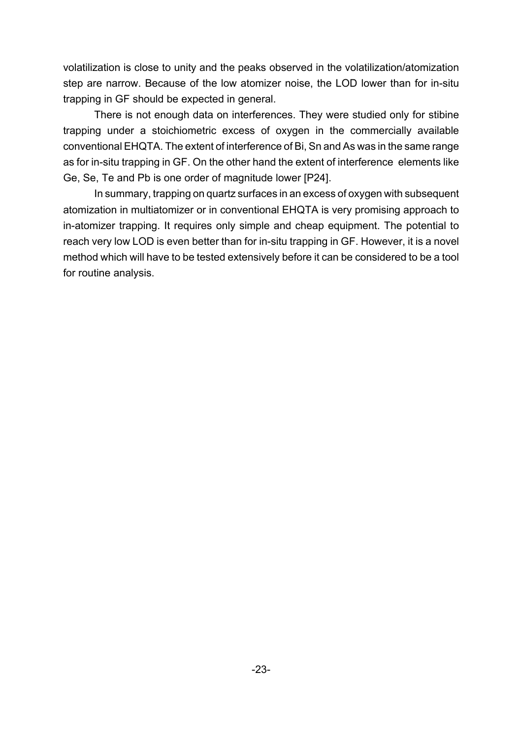volatilization is close to unity and the peaks observed in the volatilization/atomization step are narrow. Because of the low atomizer noise, the LOD lower than for in-situ trapping in GF should be expected in general.

There is not enough data on interferences. They were studied only for stibine trapping under a stoichiometric excess of oxygen in the commercially available conventional EHQTA. The extent of interference of Bi, Sn and As was in the same range as for in-situ trapping in GF. On the other hand the extent of interference elements like Ge, Se, Te and Pb is one order of magnitude lower [P24].

In summary, trapping on quartz surfaces in an excess of oxygen with subsequent atomization in multiatomizer or in conventional EHQTA is very promising approach to in-atomizer trapping. It requires only simple and cheap equipment. The potential to reach very low LOD is even better than for in-situ trapping in GF. However, it is a novel method which will have to be tested extensively before it can be considered to be a tool for routine analysis.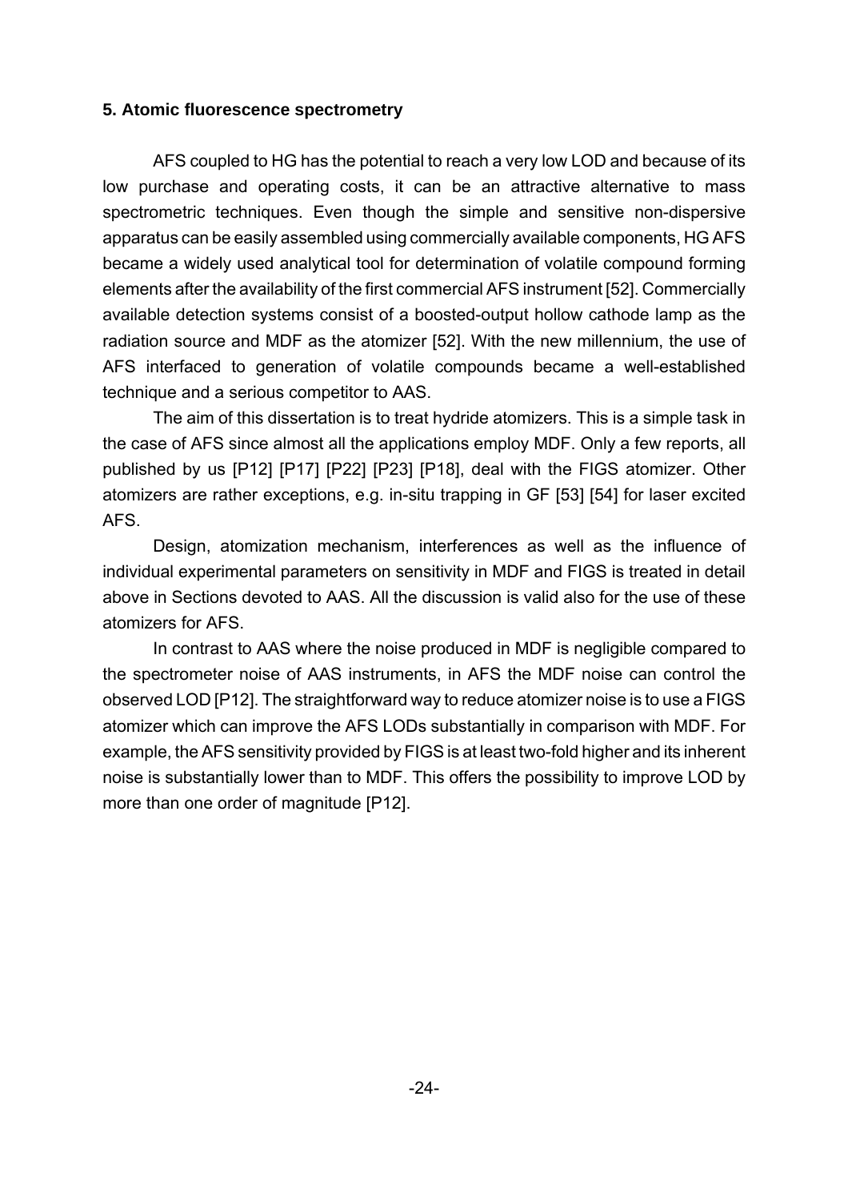## 5. Atomic fluorescence spectrometry

AFS coupled to HG has the potential to reach a very low LOD and because of its low purchase and operating costs, it can be an attractive alternative to mass spectrometric techniques. Even though the simple and sensitive non-dispersive apparatus can be easily assembled using commercially available components, HG AFS became a widely used analytical tool for determination of volatile compound forming elements after the availability of the first commercial AFS instrument [52]. Commercially available detection systems consist of a boosted-output hollow cathode lamp as the radiation source and MDF as the atomizer [52]. With the new millennium, the use of AFS interfaced to generation of volatile compounds became a well-established technique and a serious competitor to AAS.

The aim of this dissertation is to treat hydride atomizers. This is a simple task in the case of AFS since almost all the applications employ MDF. Only a few reports, all published by us [P12] [P17] [P22] [P23] [P18], deal with the FIGS atomizer. Other atomizers are rather exceptions, e.g. in-situ trapping in GF [53] [54] for laser excited AFS.

Design, atomization mechanism, interferences as well as the influence of individual experimental parameters on sensitivity in MDF and FIGS is treated in detail above in Sections devoted to AAS. All the discussion is valid also for the use of these atomizers for AFS.

In contrast to AAS where the noise produced in MDF is negligible compared to the spectrometer noise of AAS instruments, in AFS the MDF noise can control the observed LOD [P12]. The straightforward way to reduce atomizer noise is to use a FIGS atomizer which can improve the AFS LODs substantially in comparison with MDF. For example, the AFS sensitivity provided by FIGS is at least two-fold higher and its inherent noise is substantially lower than to MDF. This offers the possibility to improve LOD by more than one order of magnitude [P12].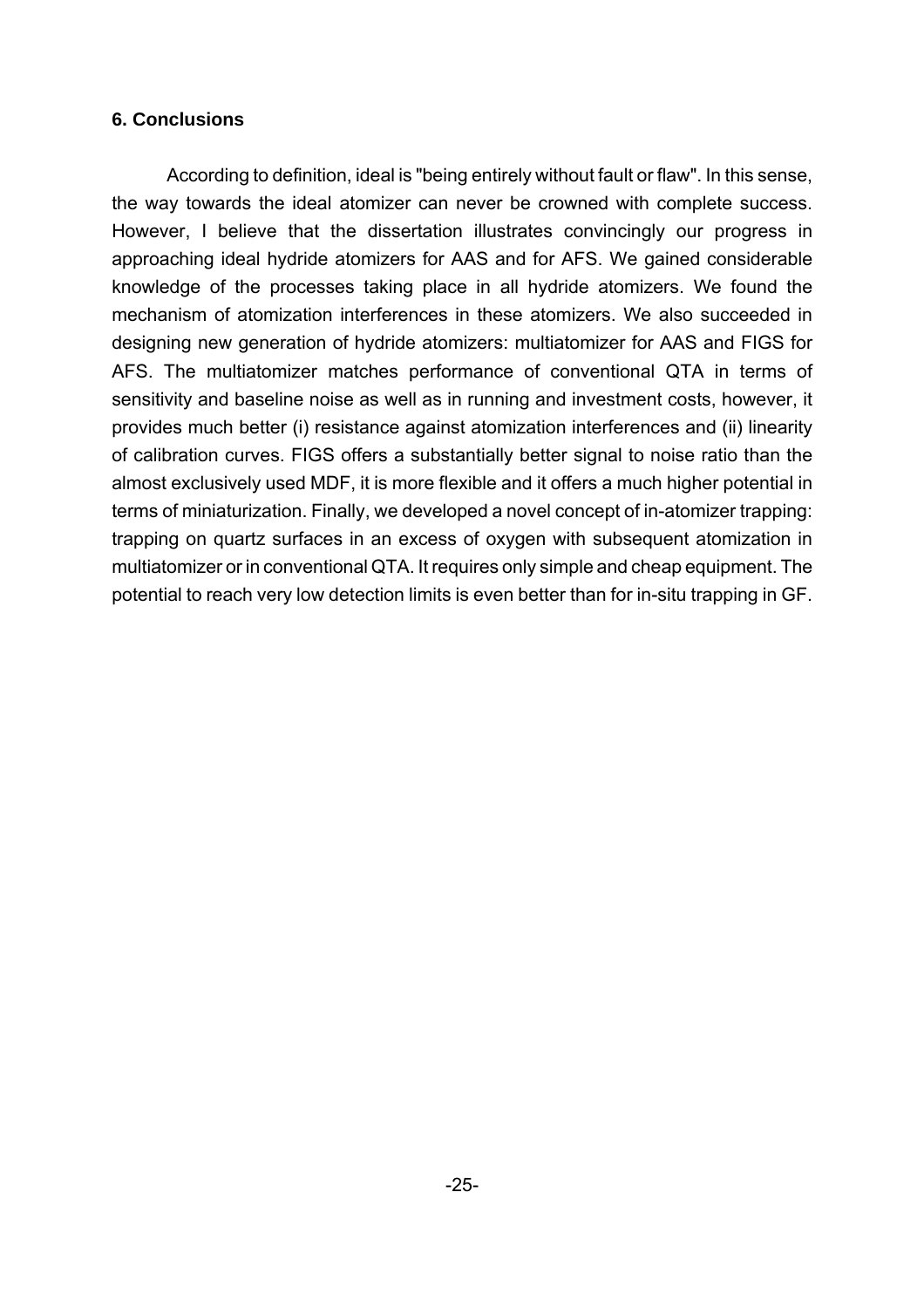## 6. Conclusions

According to definition, ideal is "being entirely without fault or flaw". In this sense, the way towards the ideal atomizer can never be crowned with complete success. However, I believe that the dissertation illustrates convincingly our progress in approaching ideal hydride atomizers for AAS and for AFS. We gained considerable knowledge of the processes taking place in all hydride atomizers. We found the mechanism of atomization interferences in these atomizers. We also succeeded in designing new generation of hydride atomizers: multiatomizer for AAS and FIGS for AFS. The multiatomizer matches performance of conventional QTA in terms of sensitivity and baseline noise as well as in running and investment costs, however, it provides much better (i) resistance against atomization interferences and (ii) linearity of calibration curves. FIGS offers a substantially better signal to noise ratio than the almost exclusively used MDF, it is more flexible and it offers a much higher potential in terms of miniaturization. Finally, we developed a novel concept of in-atomizer trapping: trapping on quartz surfaces in an excess of oxygen with subsequent atomization in multiatomizer or in conventional QTA. It requires only simple and cheap equipment. The potential to reach very low detection limits is even better than for in-situ trapping in GF.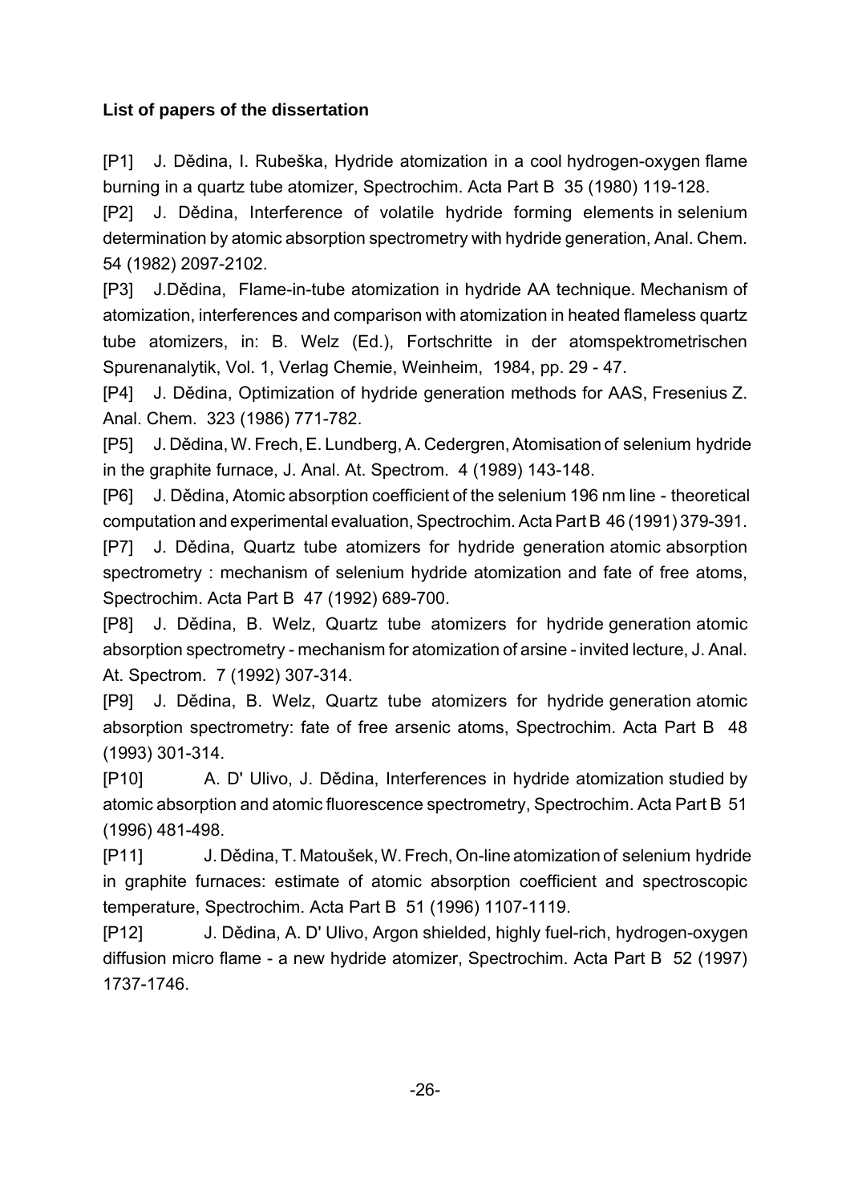**List of papers of the dissertation**

[P1] J. Dědina, I. Rubeška, Hydride atomization in a cool hydrogen-oxygen flame burning in a quartz tube atomizer, Spectrochim. Acta Part B 35 (1980) 119-128.

[P2] J. Dědina, Interference of volatile hydride forming elements in selenium determination by atomic absorption spectrometry with hydride generation, Anal. Chem. 54 (1982) 2097-2102.

[P3] J.Dědina, Flame-in-tube atomization in hydride AA technique. Mechanism of atomization, interferences and comparison with atomization in heated flameless quartz tube atomizers, in: B. Welz (Ed.), Fortschritte in der atomspektrometrischen Spurenanalytik, Vol. 1, Verlag Chemie, Weinheim, 1984, pp. 29 - 47.

[P4] J. Dědina, Optimization of hydride generation methods for AAS, Fresenius Z. Anal. Chem. 323 (1986) 771-782.

[P5] J. Dědina, W. Frech, E. Lundberg, A. Cedergren, Atomisation of selenium hydride in the graphite furnace, J. Anal. At. Spectrom. 4 (1989) 143-148.

[P6] J. Dědina, Atomic absorption coefficient of the selenium 196 nm line - theoretical computation and experimental evaluation, Spectrochim. Acta Part B 46 (1991) 379-391.

[P7] J. Dědina, Quartz tube atomizers for hydride generation atomic absorption spectrometry : mechanism of selenium hydride atomization and fate of free atoms, Spectrochim. Acta Part B 47 (1992) 689-700.

[P8] J. Dědina, B. Welz, Quartz tube atomizers for hydride generation atomic absorption spectrometry - mechanism for atomization of arsine - invited lecture, J. Anal. At. Spectrom. 7 (1992) 307-314.

[P9] J. Dědina, B. Welz, Quartz tube atomizers for hydride generation atomic absorption spectrometry: fate of free arsenic atoms, Spectrochim. Acta Part B 48 (1993) 301-314.

[P10] A. D' Ulivo, J. Dědina, Interferences in hydride atomization studied by atomic absorption and atomic fluorescence spectrometry, Spectrochim. Acta Part B 51 (1996) 481-498.

[P11] J. Dědina, T. Matoušek, W. Frech, On-line atomization of selenium hydride in graphite furnaces: estimate of atomic absorption coefficient and spectroscopic temperature, Spectrochim. Acta Part B 51 (1996) 1107-1119.

[P12] J. Dědina, A. D' Ulivo, Argon shielded, highly fuel-rich, hydrogen-oxygen diffusion micro flame - a new hydride atomizer, Spectrochim. Acta Part B 52 (1997) 1737-1746.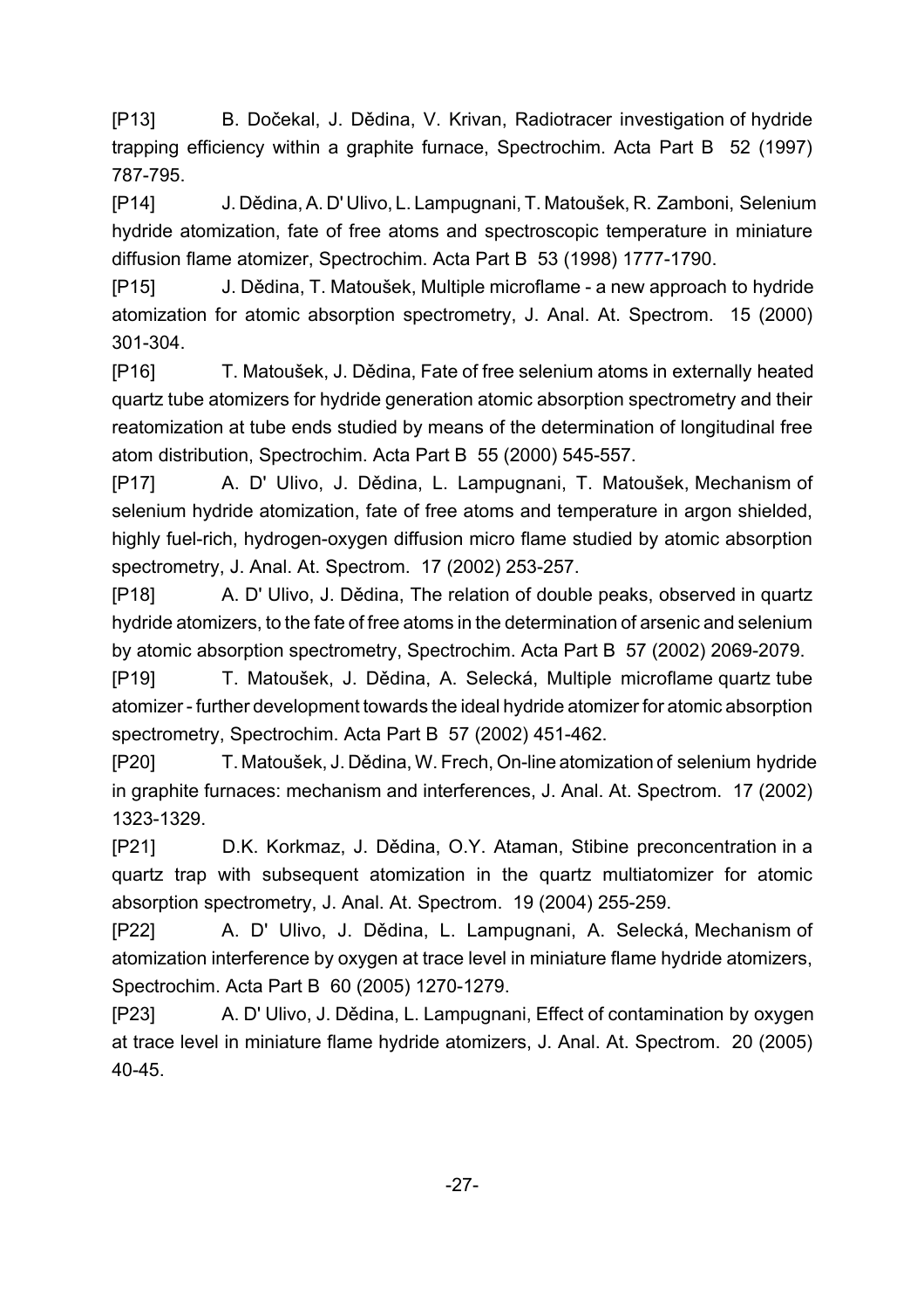[P13] B. Dočekal, J. Dědina, V. Krivan, Radiotracer investigation of hydride trapping efficiency within a graphite furnace, Spectrochim. Acta Part B 52 (1997) 787-795.

[P14] J. Dědina, A. D' Ulivo, L. Lampugnani, T. Matoušek, R. Zamboni, Selenium hydride atomization, fate of free atoms and spectroscopic temperature in miniature diffusion flame atomizer, Spectrochim. Acta Part B 53 (1998) 1777-1790.

[P15] J. Dědina, T. Matoušek, Multiple microflame - a new approach to hydride atomization for atomic absorption spectrometry, J. Anal. At. Spectrom. 15 (2000) 301-304.

[P16] T. Matoušek, J. Dědina, Fate of free selenium atoms in externally heated quartz tube atomizers for hydride generation atomic absorption spectrometry and their reatomization at tube ends studied by means of the determination of longitudinal free atom distribution, Spectrochim. Acta Part B 55 (2000) 545-557.

[P17] A. D' Ulivo, J. Dědina, L. Lampugnani, T. Matoušek, Mechanism of selenium hydride atomization, fate of free atoms and temperature in argon shielded, highly fuel-rich, hydrogen-oxygen diffusion micro flame studied by atomic absorption spectrometry, J. Anal. At. Spectrom. 17 (2002) 253-257.

[P18] A. D' Ulivo, J. Dědina, The relation of double peaks, observed in quartz hydride atomizers, to the fate of free atoms in the determination of arsenic and selenium by atomic absorption spectrometry, Spectrochim. Acta Part B 57 (2002) 2069-2079.

[P19] T. Matoušek, J. Dědina, A. Selecká, Multiple microflame quartz tube atomizer - further development towards the ideal hydride atomizer for atomic absorption spectrometry, Spectrochim. Acta Part B 57 (2002) 451-462.

[P20] T. Matoušek, J. Dědina, W. Frech, On-line atomization of selenium hydride in graphite furnaces: mechanism and interferences, J. Anal. At. Spectrom. 17 (2002) 1323-1329.

[P21] D.K. Korkmaz, J. Dědina, O.Y. Ataman, Stibine preconcentration in a quartz trap with subsequent atomization in the quartz multiatomizer for atomic absorption spectrometry, J. Anal. At. Spectrom. 19 (2004) 255-259.

[P22] A. D' Ulivo, J. Dědina, L. Lampugnani, A. Selecká, Mechanism of atomization interference by oxygen at trace level in miniature flame hydride atomizers, Spectrochim. Acta Part B 60 (2005) 1270-1279.

[P23] A. D' Ulivo, J. Dědina, L. Lampugnani, Effect of contamination by oxygen at trace level in miniature flame hydride atomizers, J. Anal. At. Spectrom. 20 (2005) 40-45.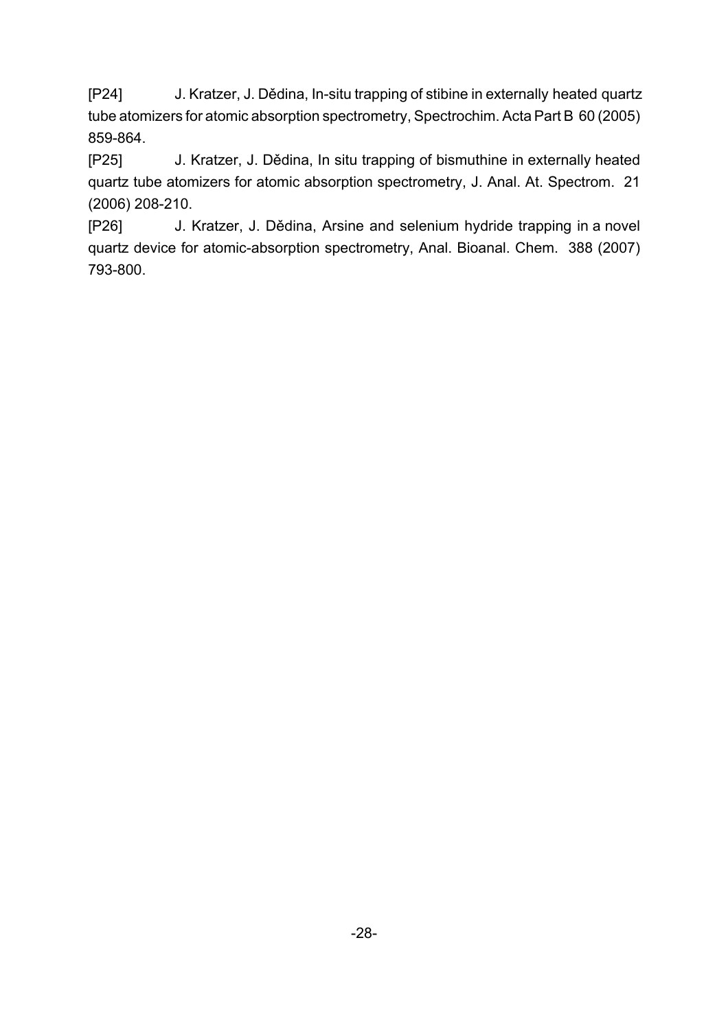[P24] J. Kratzer, J. Dědina, In-situ trapping of stibine in externally heated quartz tube atomizers for atomic absorption spectrometry, Spectrochim. Acta Part B 60 (2005) 859-864.

[P25] J. Kratzer, J. Dědina, In situ trapping of bismuthine in externally heated quartz tube atomizers for atomic absorption spectrometry, J. Anal. At. Spectrom. 21 (2006) 208-210.

[P26] J. Kratzer, J. Dědina, Arsine and selenium hydride trapping in a novel quartz device for atomic-absorption spectrometry, Anal. Bioanal. Chem. 388 (2007) 793-800.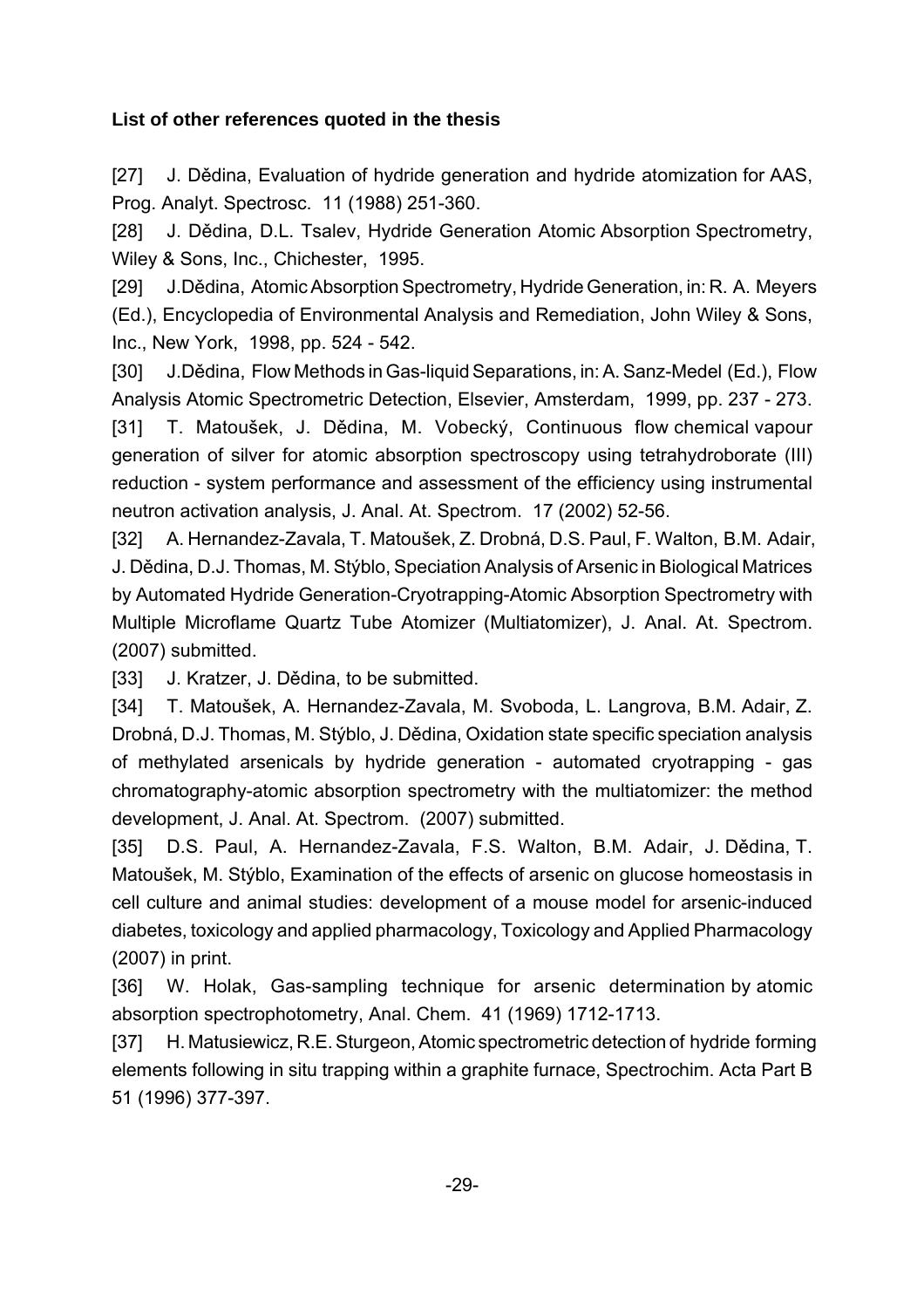**List of other references quoted in the thesis**

[27] J. Dědina, Evaluation of hydride generation and hydride atomization for AAS, Prog. Analyt. Spectrosc. 11 (1988) 251-360.

[28] J. Dědina, D.L. Tsalev, Hydride Generation Atomic Absorption Spectrometry, Wiley & Sons, Inc., Chichester, 1995.

[29] J.Dědina, Atomic Absorption Spectrometry, Hydride Generation, in: R. A. Meyers (Ed.), Encyclopedia of Environmental Analysis and Remediation, John Wiley & Sons, Inc., New York, 1998, pp. 524 - 542.

[30] J.Dědina, Flow Methods in Gas-liquid Separations, in: A. Sanz-Medel (Ed.), Flow Analysis Atomic Spectrometric Detection, Elsevier, Amsterdam, 1999, pp. 237 - 273.

[31] T. Matoušek, J. Dědina, M. Vobecký, Continuous flow chemical vapour generation of silver for atomic absorption spectroscopy using tetrahydroborate (III) reduction - system performance and assessment of the efficiency using instrumental neutron activation analysis, J. Anal. At. Spectrom. 17 (2002) 52-56.

[32] A. Hernandez-Zavala, T. Matoušek, Z. Drobná, D.S. Paul, F. Walton, B.M. Adair, J. Dědina, D.J. Thomas, M. Stýblo, Speciation Analysis of Arsenic in Biological Matrices by Automated Hydride Generation-Cryotrapping-Atomic Absorption Spectrometry with Multiple Microflame Quartz Tube Atomizer (Multiatomizer), J. Anal. At. Spectrom. (2007) submitted.

[33] J. Kratzer, J. Dědina, to be submitted.

[34] T. Matoušek, A. Hernandez-Zavala, M. Svoboda, L. Langrova, B.M. Adair, Z. Drobná, D.J. Thomas, M. Stýblo, J. Dědina, Oxidation state specific speciation analysis of methylated arsenicals by hydride generation - automated cryotrapping - gas chromatography-atomic absorption spectrometry with the multiatomizer: the method development, J. Anal. At. Spectrom. (2007) submitted.

[35] D.S. Paul, A. Hernandez-Zavala, F.S. Walton, B.M. Adair, J. Dědina, T. Matoušek, M. Stýblo, Examination of the effects of arsenic on glucose homeostasis in cell culture and animal studies: development of a mouse model for arsenic-induced diabetes, toxicology and applied pharmacology, Toxicology and Applied Pharmacology (2007) in print.

[36] W. Holak, Gas-sampling technique for arsenic determination by atomic absorption spectrophotometry, Anal. Chem. 41 (1969) 1712-1713.

[37] H. Matusiewicz, R.E. Sturgeon, Atomic spectrometric detection of hydride forming elements following in situ trapping within a graphite furnace, Spectrochim. Acta Part B 51 (1996) 377-397.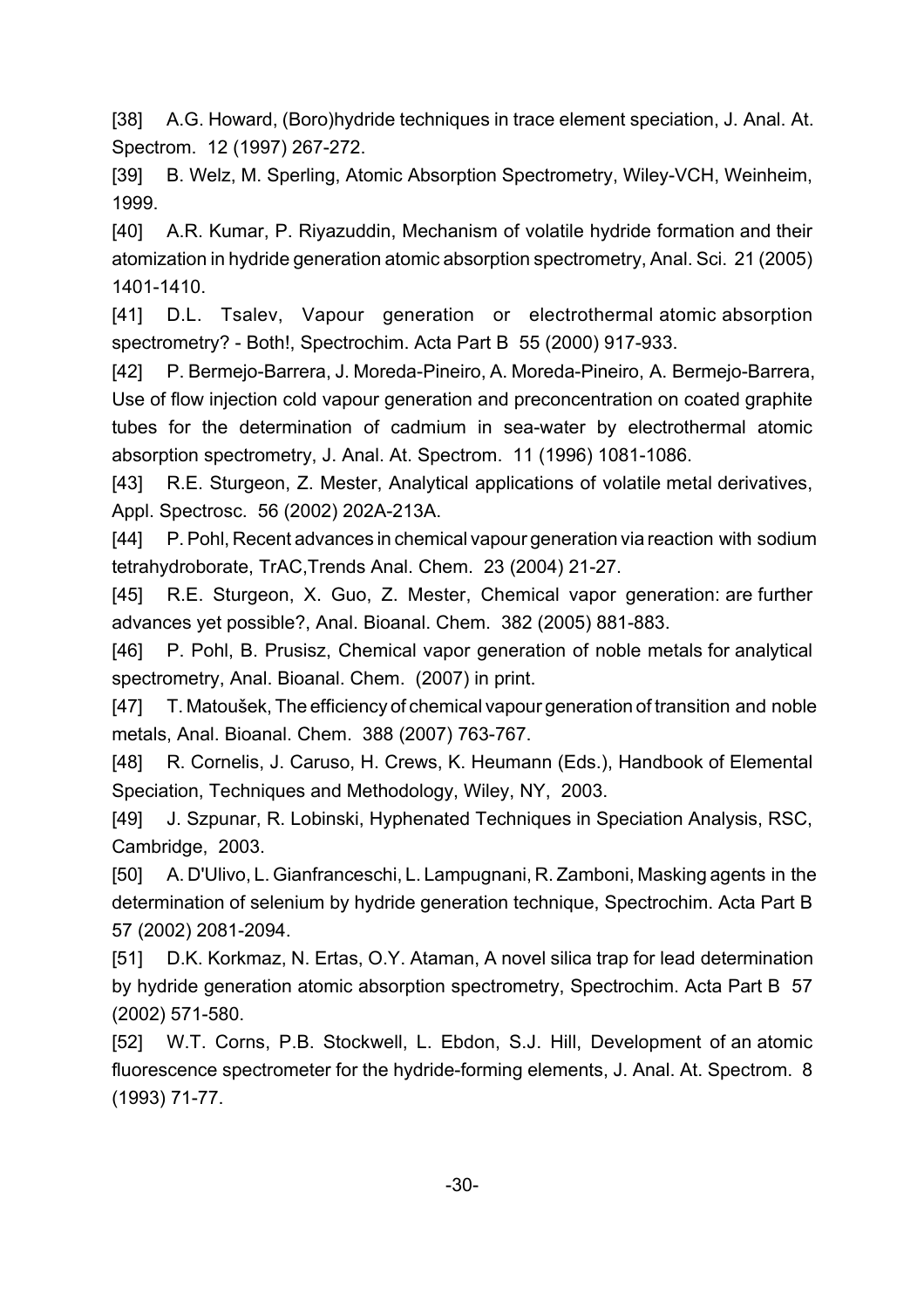[38] A.G. Howard, (Boro)hydride techniques in trace element speciation, J. Anal. At. Spectrom. 12 (1997) 267-272.

[39] B. Welz, M. Sperling, Atomic Absorption Spectrometry, Wiley-VCH, Weinheim, 1999.

[40] A.R. Kumar, P. Riyazuddin, Mechanism of volatile hydride formation and their atomization in hydride generation atomic absorption spectrometry, Anal. Sci. 21 (2005) 1401-1410.

[41] D.L. Tsalev, Vapour generation or electrothermal atomic absorption spectrometry? - Both!, Spectrochim. Acta Part B 55 (2000) 917-933.

[42] P. Bermejo-Barrera, J. Moreda-Pineiro, A. Moreda-Pineiro, A. Bermejo-Barrera, Use of flow injection cold vapour generation and preconcentration on coated graphite tubes for the determination of cadmium in sea-water by electrothermal atomic absorption spectrometry, J. Anal. At. Spectrom. 11 (1996) 1081-1086.

[43] R.E. Sturgeon, Z. Mester, Analytical applications of volatile metal derivatives, Appl. Spectrosc. 56 (2002) 202A-213A.

[44] P. Pohl, Recent advances in chemical vapour generation via reaction with sodium tetrahydroborate, TrAC,Trends Anal. Chem. 23 (2004) 21-27.

[45] R.E. Sturgeon, X. Guo, Z. Mester, Chemical vapor generation: are further advances yet possible?, Anal. Bioanal. Chem. 382 (2005) 881-883.

[46] P. Pohl, B. Prusisz, Chemical vapor generation of noble metals for analytical spectrometry, Anal. Bioanal. Chem. (2007) in print.

[47] T. Matoušek, The efficiency of chemical vapour generation of transition and noble metals, Anal. Bioanal. Chem. 388 (2007) 763-767.

[48] R. Cornelis, J. Caruso, H. Crews, K. Heumann (Eds.), Handbook of Elemental Speciation, Techniques and Methodology, Wiley, NY, 2003.

[49] J. Szpunar, R. Lobinski, Hyphenated Techniques in Speciation Analysis, RSC, Cambridge, 2003.

[50] A. D'Ulivo, L. Gianfranceschi, L. Lampugnani, R. Zamboni, Masking agents in the determination of selenium by hydride generation technique, Spectrochim. Acta Part B 57 (2002) 2081-2094.

[51] D.K. Korkmaz, N. Ertas, O.Y. Ataman, A novel silica trap for lead determination by hydride generation atomic absorption spectrometry, Spectrochim. Acta Part B 57 (2002) 571-580.

[52] W.T. Corns, P.B. Stockwell, L. Ebdon, S.J. Hill, Development of an atomic fluorescence spectrometer for the hydride-forming elements, J. Anal. At. Spectrom. 8 (1993) 71-77.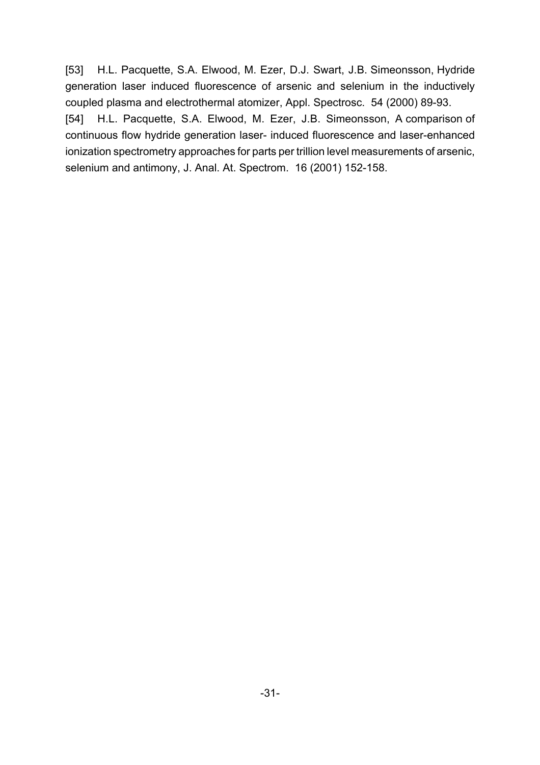[53] H.L. Pacquette, S.A. Elwood, M. Ezer, D.J. Swart, J.B. Simeonsson, Hydride generation laser induced fluorescence of arsenic and selenium in the inductively coupled plasma and electrothermal atomizer, Appl. Spectrosc. 54 (2000) 89-93.

[54] H.L. Pacquette, S.A. Elwood, M. Ezer, J.B. Simeonsson, A comparison of continuous flow hydride generation laser- induced fluorescence and laser-enhanced ionization spectrometry approaches for parts per trillion level measurements of arsenic, selenium and antimony, J. Anal. At. Spectrom. 16 (2001) 152-158.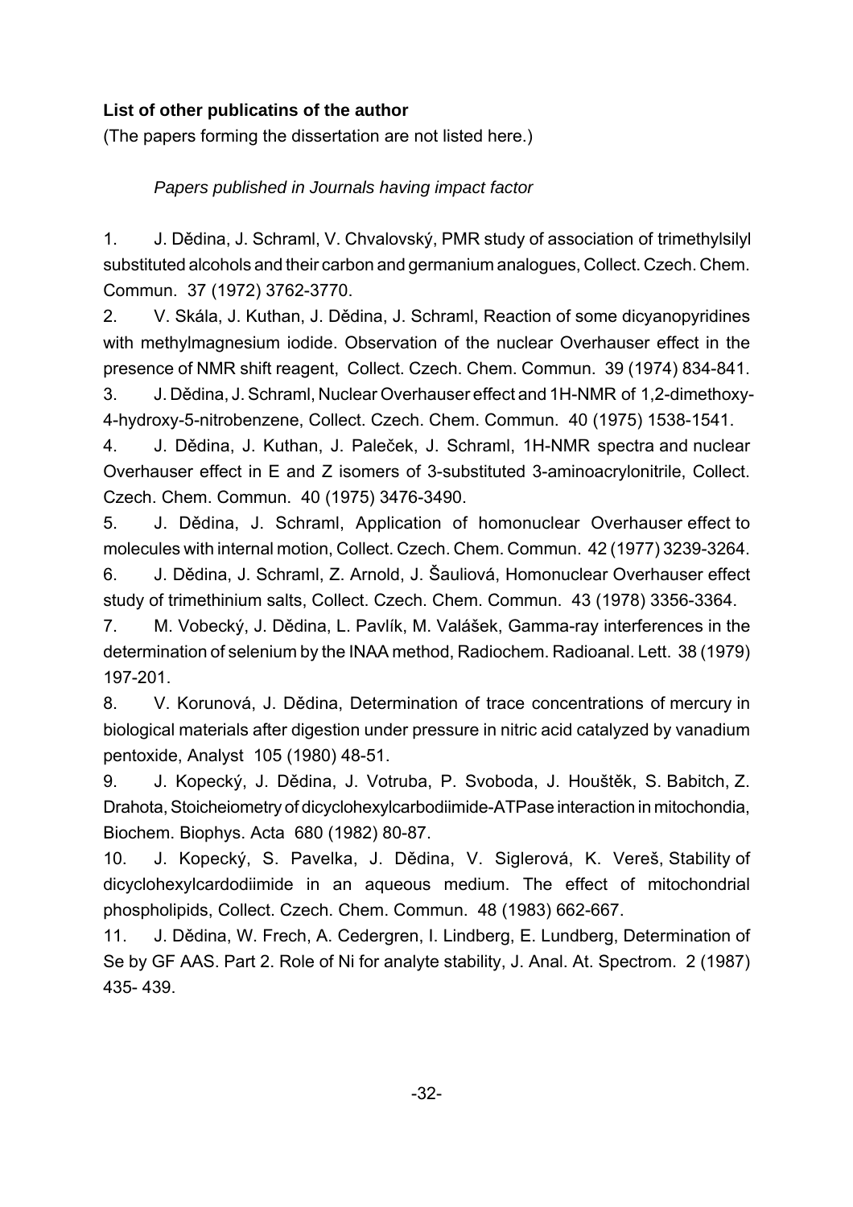**List of other publicatins of the author**

(The papers forming the dissertation are not listed here.)

*Papers published in Journals having impact factor*

1. J. Dědina, J. Schraml, V. Chvalovský, PMR study of association of trimethylsilyl substituted alcohols and their carbon and germanium analogues, Collect. Czech. Chem. Commun. 37 (1972) 3762-3770.
2. V. Skála, J. Kuthan, J. Dědina, J. Schraml, Reaction of some dicyanopyridines with methylmagnesium iodide. Observation of the nuclear Overhauser effect in the presence of NMR shift reagent, Collect. Czech. Chem. Commun. 39 (1974) 834-841.
3. J. Dědina, J. Schraml, Nuclear Overhauser effect and 1H-NMR of 1,2-dimethoxy-4-hydroxy-5-nitrobenzene, Collect. Czech. Chem. Commun. 40 (1975) 1538-1541.
4. J. Dědina, J. Kuthan, J. Paleček, J. Schraml, 1H-NMR spectra and nuclear Overhauser effect in E and Z isomers of 3-substituted 3-aminoacrylonitrile, Collect. Czech. Chem. Commun. 40 (1975) 3476-3490.
5. J. Dědina, J. Schraml, Application of homonuclear Overhauser effect to molecules with internal motion, Collect. Czech. Chem. Commun. 42 (1977) 3239-3264.
6. J. Dědina, J. Schraml, Z. Arnold, J. Šauliová, Homonuclear Overhauser effect study of trimethinium salts, Collect. Czech. Chem. Commun. 43 (1978) 3356-3364.
7. M. Vobecký, J. Dědina, L. Pavlík, M. Valášek, Gamma-ray interferences in the determination of selenium by the INAA method, Radiochem. Radioanal. Lett. 38 (1979) 197-201.
8. V. Korunová, J. Dědina, Determination of trace concentrations of mercury in biological materials after digestion under pressure in nitric acid catalyzed by vanadium pentoxide, Analyst 105 (1980) 48-51.
9. J. Kopecký, J. Dědina, J. Votruba, P. Svoboda, J. Houštěk, S. Babitch, Z. Drahota, Stoicheiometry of dicyclohexylcarbodiimide-ATPase interaction in mitochondia, Biochem. Biophys. Acta 680 (1982) 80-87.
10. J. Kopecký, S. Pavelka, J. Dědina, V. Siglerová, K. Vereš, Stability of dicyclohexylcardodiimide in an aqueous medium. The effect of mitochondrial phospholipids, Collect. Czech. Chem. Commun. 48 (1983) 662-667.
11. J. Dědina, W. Frech, A. Cedergren, I. Lindberg, E. Lundberg, Determination of Se by GF AAS. Part 2. Role of Ni for analyte stability, J. Anal. At. Spectrom. 2 (1987) 435- 439.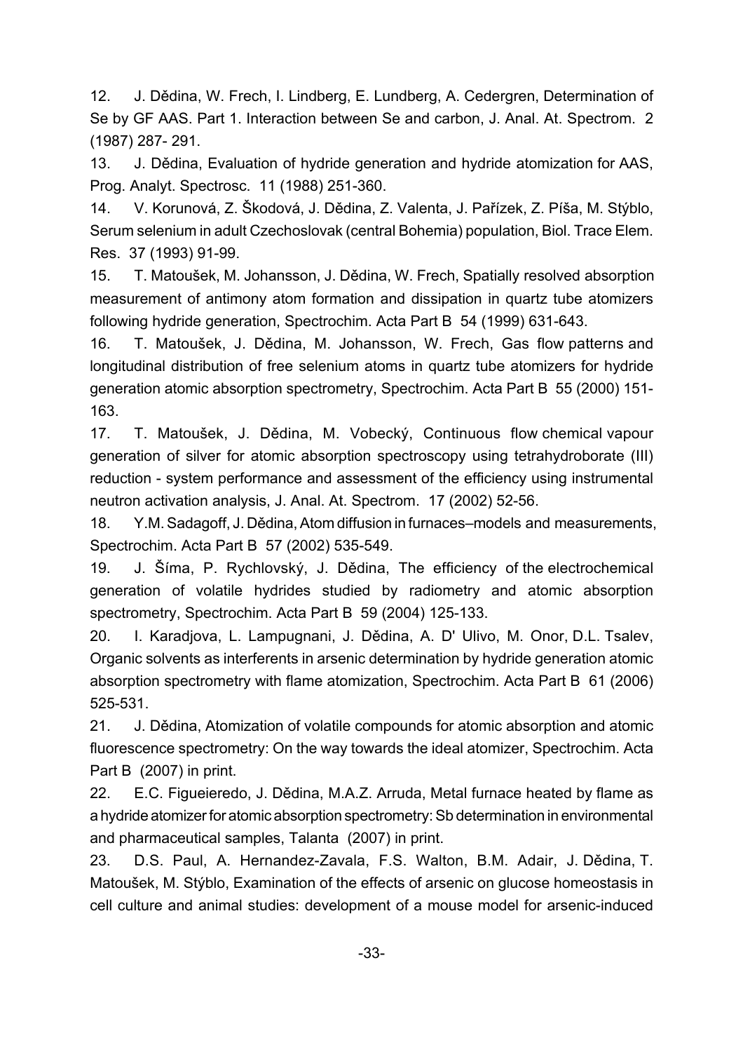12. J. Dědina, W. Frech, I. Lindberg, E. Lundberg, A. Cedergren, Determination of Se by GF AAS. Part 1. Interaction between Se and carbon, J. Anal. At. Spectrom. 2 (1987) 287- 291.

13. J. Dědina, Evaluation of hydride generation and hydride atomization for AAS, Prog. Analyt. Spectrosc. 11 (1988) 251-360.

14. V. Korunová, Z. Škodová, J. Dědina, Z. Valenta, J. Pařízek, Z. Píša, M. Stýblo, Serum selenium in adult Czechoslovak (central Bohemia) population, Biol. Trace Elem. Res. 37 (1993) 91-99.

15. T. Matoušek, M. Johansson, J. Dědina, W. Frech, Spatially resolved absorption measurement of antimony atom formation and dissipation in quartz tube atomizers following hydride generation, Spectrochim. Acta Part B 54 (1999) 631-643.

16. T. Matoušek, J. Dědina, M. Johansson, W. Frech, Gas flow patterns and longitudinal distribution of free selenium atoms in quartz tube atomizers for hydride generation atomic absorption spectrometry, Spectrochim. Acta Part B 55 (2000) 151-163.

17. T. Matoušek, J. Dědina, M. Vobecký, Continuous flow chemical vapour generation of silver for atomic absorption spectroscopy using tetrahydroborate (III) reduction - system performance and assessment of the efficiency using instrumental neutron activation analysis, J. Anal. At. Spectrom. 17 (2002) 52-56.

18. Y.M. Sadagoff, J. Dědina, Atom diffusion in furnaces–models and measurements, Spectrochim. Acta Part B 57 (2002) 535-549.

19. J. Šíma, P. Rychlovský, J. Dědina, The efficiency of the electrochemical generation of volatile hydrides studied by radiometry and atomic absorption spectrometry, Spectrochim. Acta Part B 59 (2004) 125-133.

20. I. Karadjova, L. Lampugnani, J. Dědina, A. D' Ulivo, M. Onor, D.L. Tsalev, Organic solvents as interferents in arsenic determination by hydride generation atomic absorption spectrometry with flame atomization, Spectrochim. Acta Part B 61 (2006) 525-531.

21. J. Dědina, Atomization of volatile compounds for atomic absorption and atomic fluorescence spectrometry: On the way towards the ideal atomizer, Spectrochim. Acta Part B (2007) in print.

22. E.C. Figueieredo, J. Dědina, M.A.Z. Arruda, Metal furnace heated by flame as a hydride atomizer for atomic absorption spectrometry: Sb determination in environmental and pharmaceutical samples, Talanta (2007) in print.

23. D.S. Paul, A. Hernandez-Zavala, F.S. Walton, B.M. Adair, J. Dědina, T. Matoušek, M. Stýblo, Examination of the effects of arsenic on glucose homeostasis in cell culture and animal studies: development of a mouse model for arsenic-induced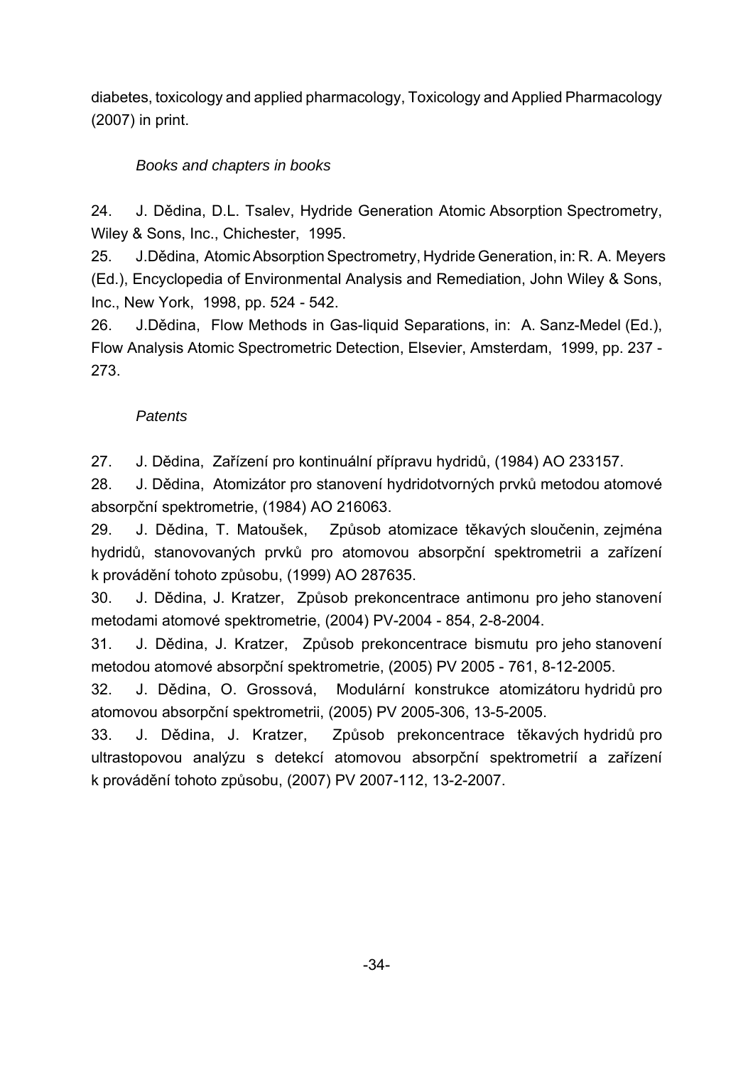diabetes, toxicology and applied pharmacology, Toxicology and Applied Pharmacology (2007) in print.

*Books and chapters in books*

24. J. Dědina, D.L. Tsalev, Hydride Generation Atomic Absorption Spectrometry, Wiley & Sons, Inc., Chichester, 1995.

25. J.Dědina, Atomic Absorption Spectrometry, Hydride Generation, in: R. A. Meyers (Ed.), Encyclopedia of Environmental Analysis and Remediation, John Wiley & Sons, Inc., New York, 1998, pp. 524 - 542.

26. J.Dědina, Flow Methods in Gas-liquid Separations, in: A. Sanz-Medel (Ed.), Flow Analysis Atomic Spectrometric Detection, Elsevier, Amsterdam, 1999, pp. 237 - 273.

*Patents*

27. J. Dědina, Zařízení pro kontinuální přípravu hydridů, (1984) AO 233157.

28. J. Dědina, Atomizátor pro stanovení hydridotvorných prvků metodou atomové absorpční spektrometrie, (1984) AO 216063.

29. J. Dědina, T. Matoušek, Způsob atomizace těkavých sloučenin, zejména hydridů, stanovovaných prvků pro atomovou absorpční spektrometrii a zařízení k provádění tohoto způsobu, (1999) AO 287635.

30. J. Dědina, J. Kratzer, Způsob prekoncentrace antimonu pro jeho stanovení metodami atomové spektrometrie, (2004) PV-2004 - 854, 2-8-2004.

31. J. Dědina, J. Kratzer, Způsob prekoncentrace bismutu pro jeho stanovení metodou atomové absorpční spektrometrie, (2005) PV 2005 - 761, 8-12-2005.

32. J. Dědina, O. Grossová, Modulární konstrukce atomizátoru hydridů pro atomovou absorpční spektrometrii, (2005) PV 2005-306, 13-5-2005.

33. J. Dědina, J. Kratzer, Způsob prekoncentrace těkavých hydridů pro ultrastopovou analýzu s detekcí atomovou absorpční spektrometrií a zařízení k provádění tohoto způsobu, (2007) PV 2007-112, 13-2-2007.